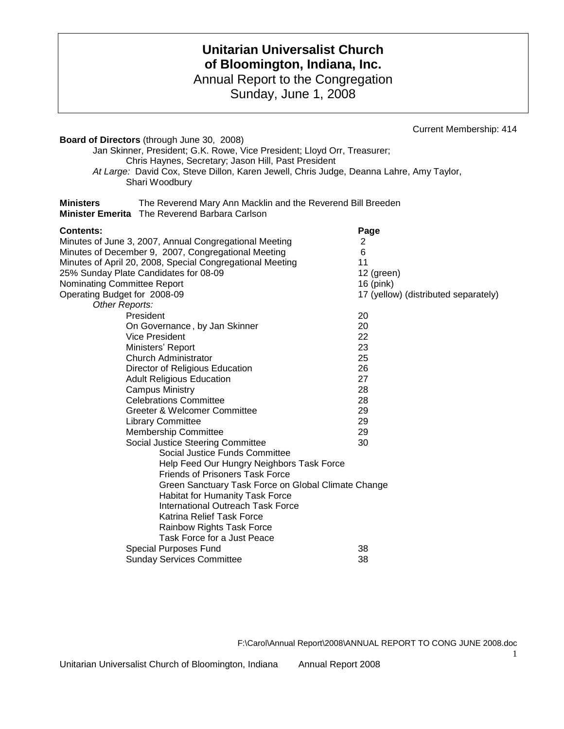# Unitarian Universalist Church of Bloomington, Indiana, Inc.

Annual Report to the Congregation
Sunday, June 1, 2008

Current Membership: 414

**Board of Directors** (through June 30, 2008)

Jan Skinner, President; G.K. Rowe, Vice President; Lloyd Orr, Treasurer;
Chris Haynes, Secretary; Jason Hill, Past President

*At Large:* David Cox, Steve Dillon, Karen Jewell, Chris Judge, Deanna Lahre, Amy Taylor, Shari Woodbury

**Ministers** The Reverend Mary Ann Macklin and the Reverend Bill Breeden

**Minister Emerita** The Reverend Barbara Carlson

| **Contents:** | **Page** |
|---|---|
| Minutes of June 3, 2007, Annual Congregational Meeting | 2 |
| Minutes of December 9, 2007, Congregational Meeting | 6 |
| Minutes of April 20, 2008, Special Congregational Meeting | 11 |
| 25% Sunday Plate Candidates for 08-09 | 12 (green) |
| Nominating Committee Report | 16 (pink) |
| Operating Budget for 2008-09 | 17 (yellow) (distributed separately) |
| *Other Reports:* | |
| President | 20 |
| On Governance, by Jan Skinner | 20 |
| Vice President | 22 |
| Ministers' Report | 23 |
| Church Administrator | 25 |
| Director of Religious Education | 26 |
| Adult Religious Education | 27 |
| Campus Ministry | 28 |
| Celebrations Committee | 28 |
| Greeter & Welcomer Committee | 29 |
| Library Committee | 29 |
| Membership Committee | 29 |
| Social Justice Steering Committee | 30 |
| Social Justice Funds Committee | |
| Help Feed Our Hungry Neighbors Task Force | |
| Friends of Prisoners Task Force | |
| Green Sanctuary Task Force on Global Climate Change | |
| Habitat for Humanity Task Force | |
| International Outreach Task Force | |
| Katrina Relief Task Force | |
| Rainbow Rights Task Force | |
| Task Force for a Just Peace | |
| Special Purposes Fund | 38 |
| Sunday Services Committee | 38 |

F:\Carol\Annual Report\2008\ANNUAL REPORT TO CONG JUNE 2008.doc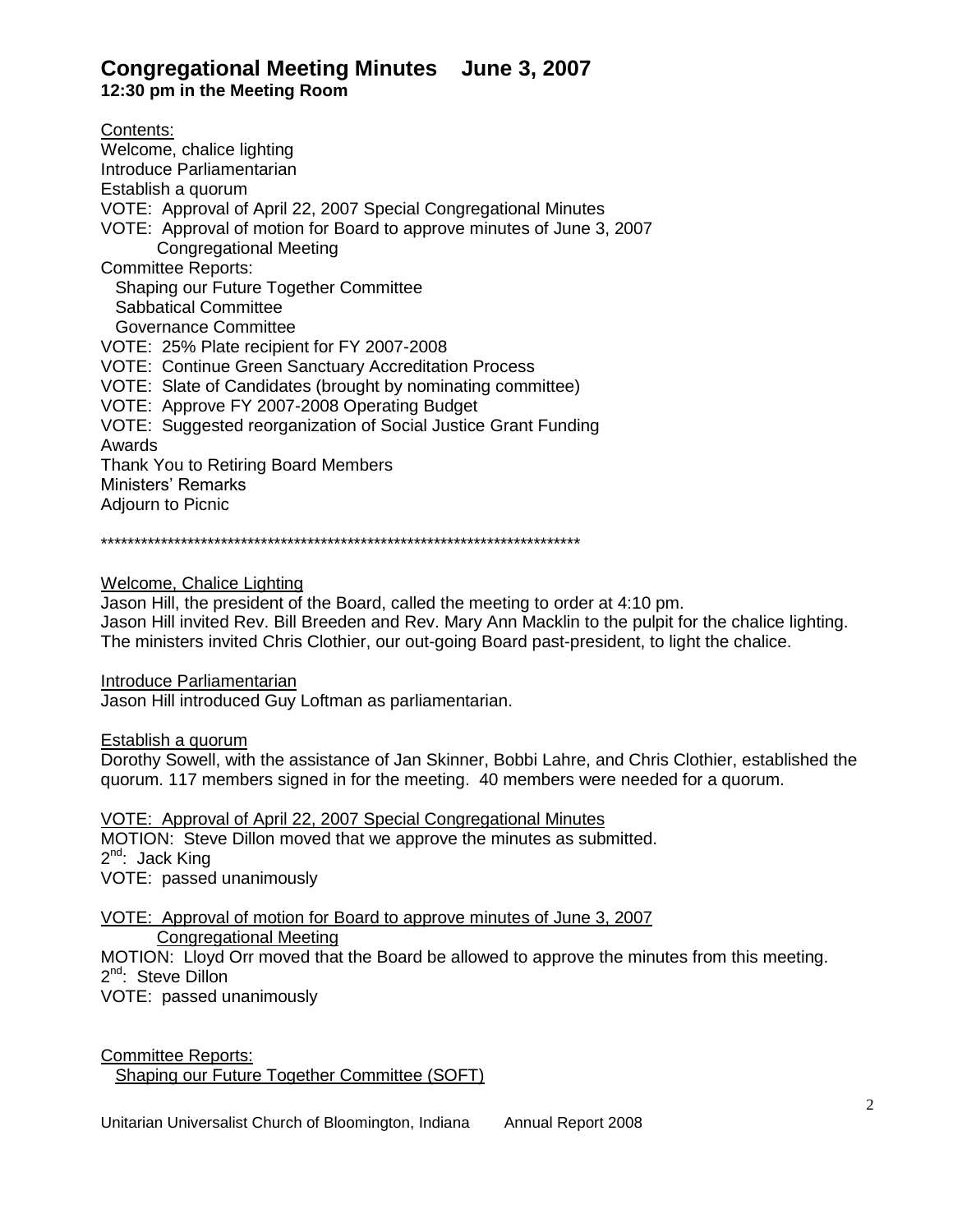# Congregational Meeting Minutes June 3, 2007

**12:30 pm in the Meeting Room**

Contents:
Welcome, chalice lighting
Introduce Parliamentarian
Establish a quorum
VOTE: Approval of April 22, 2007 Special Congregational Minutes
VOTE: Approval of motion for Board to approve minutes of June 3, 2007
    Congregational Meeting
Committee Reports:
  Shaping our Future Together Committee
  Sabbatical Committee
  Governance Committee
VOTE: 25% Plate recipient for FY 2007-2008
VOTE: Continue Green Sanctuary Accreditation Process
VOTE: Slate of Candidates (brought by nominating committee)
VOTE: Approve FY 2007-2008 Operating Budget
VOTE: Suggested reorganization of Social Justice Grant Funding
Awards
Thank You to Retiring Board Members
Ministers' Remarks
Adjourn to Picnic

**************************************************************************

Welcome, Chalice Lighting

Jason Hill, the president of the Board, called the meeting to order at 4:10 pm.
Jason Hill invited Rev. Bill Breeden and Rev. Mary Ann Macklin to the pulpit for the chalice lighting. The ministers invited Chris Clothier, our out-going Board past-president, to light the chalice.

Introduce Parliamentarian

Jason Hill introduced Guy Loftman as parliamentarian.

Establish a quorum

Dorothy Sowell, with the assistance of Jan Skinner, Bobbi Lahre, and Chris Clothier, established the quorum. 117 members signed in for the meeting. 40 members were needed for a quorum.

VOTE: Approval of April 22, 2007 Special Congregational Minutes

MOTION: Steve Dillon moved that we approve the minutes as submitted.
2nd: Jack King
VOTE: passed unanimously

VOTE: Approval of motion for Board to approve minutes of June 3, 2007 Congregational Meeting

MOTION: Lloyd Orr moved that the Board be allowed to approve the minutes from this meeting.
2nd: Steve Dillon
VOTE: passed unanimously

Committee Reports:

Shaping our Future Together Committee (SOFT)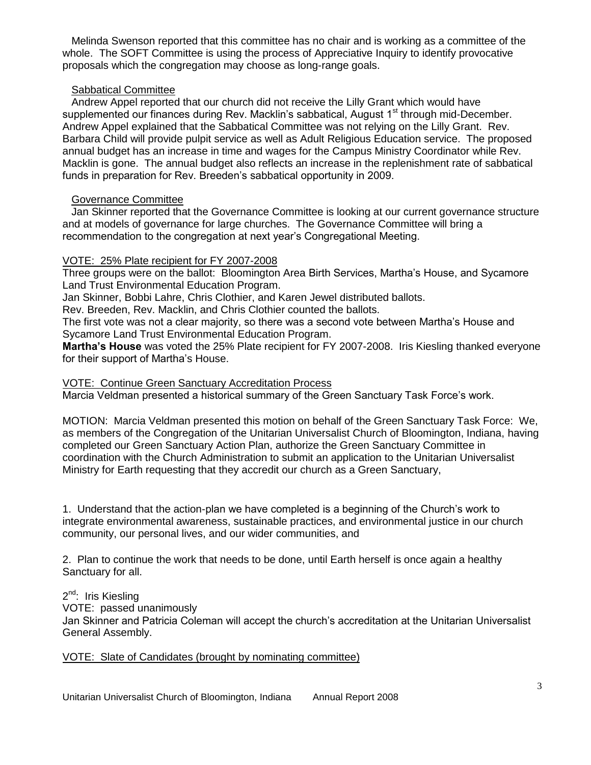Melinda Swenson reported that this committee has no chair and is working as a committee of the whole. The SOFT Committee is using the process of Appreciative Inquiry to identify provocative proposals which the congregation may choose as long-range goals.

Sabbatical Committee

Andrew Appel reported that our church did not receive the Lilly Grant which would have supplemented our finances during Rev. Macklin's sabbatical, August 1st through mid-December. Andrew Appel explained that the Sabbatical Committee was not relying on the Lilly Grant. Rev. Barbara Child will provide pulpit service as well as Adult Religious Education service. The proposed annual budget has an increase in time and wages for the Campus Ministry Coordinator while Rev. Macklin is gone. The annual budget also reflects an increase in the replenishment rate of sabbatical funds in preparation for Rev. Breeden's sabbatical opportunity in 2009.

Governance Committee

Jan Skinner reported that the Governance Committee is looking at our current governance structure and at models of governance for large churches. The Governance Committee will bring a recommendation to the congregation at next year's Congregational Meeting.

VOTE: 25% Plate recipient for FY 2007-2008

Three groups were on the ballot: Bloomington Area Birth Services, Martha's House, and Sycamore Land Trust Environmental Education Program.

Jan Skinner, Bobbi Lahre, Chris Clothier, and Karen Jewel distributed ballots.

Rev. Breeden, Rev. Macklin, and Chris Clothier counted the ballots.

The first vote was not a clear majority, so there was a second vote between Martha's House and Sycamore Land Trust Environmental Education Program.

**Martha's House** was voted the 25% Plate recipient for FY 2007-2008. Iris Kiesling thanked everyone for their support of Martha's House.

VOTE: Continue Green Sanctuary Accreditation Process

Marcia Veldman presented a historical summary of the Green Sanctuary Task Force's work.

MOTION: Marcia Veldman presented this motion on behalf of the Green Sanctuary Task Force: We, as members of the Congregation of the Unitarian Universalist Church of Bloomington, Indiana, having completed our Green Sanctuary Action Plan, authorize the Green Sanctuary Committee in coordination with the Church Administration to submit an application to the Unitarian Universalist Ministry for Earth requesting that they accredit our church as a Green Sanctuary,

1. Understand that the action-plan we have completed is a beginning of the Church's work to integrate environmental awareness, sustainable practices, and environmental justice in our church community, our personal lives, and our wider communities, and

2. Plan to continue the work that needs to be done, until Earth herself is once again a healthy Sanctuary for all.

2nd: Iris Kiesling

VOTE: passed unanimously

Jan Skinner and Patricia Coleman will accept the church's accreditation at the Unitarian Universalist General Assembly.

VOTE: Slate of Candidates (brought by nominating committee)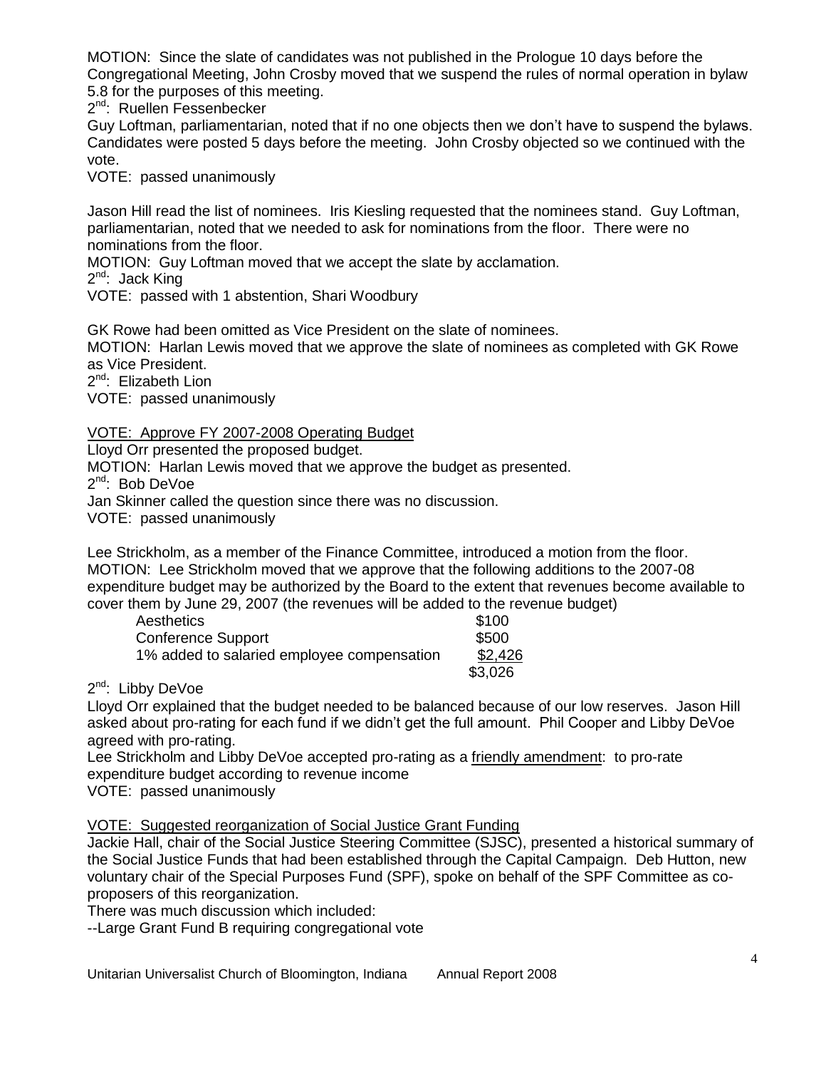MOTION: Since the slate of candidates was not published in the Prologue 10 days before the Congregational Meeting, John Crosby moved that we suspend the rules of normal operation in bylaw 5.8 for the purposes of this meeting.

2nd: Ruellen Fessenbecker

Guy Loftman, parliamentarian, noted that if no one objects then we don't have to suspend the bylaws. Candidates were posted 5 days before the meeting. John Crosby objected so we continued with the vote.

VOTE: passed unanimously

Jason Hill read the list of nominees. Iris Kiesling requested that the nominees stand. Guy Loftman, parliamentarian, noted that we needed to ask for nominations from the floor. There were no nominations from the floor.

MOTION: Guy Loftman moved that we accept the slate by acclamation.

2nd: Jack King

VOTE: passed with 1 abstention, Shari Woodbury

GK Rowe had been omitted as Vice President on the slate of nominees.

MOTION: Harlan Lewis moved that we approve the slate of nominees as completed with GK Rowe as Vice President.

2nd: Elizabeth Lion

VOTE: passed unanimously

<u>VOTE: Approve FY 2007-2008 Operating Budget</u>

Lloyd Orr presented the proposed budget.

MOTION: Harlan Lewis moved that we approve the budget as presented.

2nd: Bob DeVoe

Jan Skinner called the question since there was no discussion.

VOTE: passed unanimously

Lee Strickholm, as a member of the Finance Committee, introduced a motion from the floor.

MOTION: Lee Strickholm moved that we approve that the following additions to the 2007-08 expenditure budget may be authorized by the Board to the extent that revenues become available to cover them by June 29, 2007 (the revenues will be added to the revenue budget)

| | |
|---|---|
| Aesthetics | \$100 |
| Conference Support | \$500 |
| 1% added to salaried employee compensation | <u>\$2,426</u> |
| | \$3,026 |

2nd: Libby DeVoe

Lloyd Orr explained that the budget needed to be balanced because of our low reserves. Jason Hill asked about pro-rating for each fund if we didn't get the full amount. Phil Cooper and Libby DeVoe agreed with pro-rating.

Lee Strickholm and Libby DeVoe accepted pro-rating as a <u>friendly amendment</u>: to pro-rate expenditure budget according to revenue income

VOTE: passed unanimously

<u>VOTE: Suggested reorganization of Social Justice Grant Funding</u>

Jackie Hall, chair of the Social Justice Steering Committee (SJSC), presented a historical summary of the Social Justice Funds that had been established through the Capital Campaign. Deb Hutton, new voluntary chair of the Special Purposes Fund (SPF), spoke on behalf of the SPF Committee as co-proposers of this reorganization.

There was much discussion which included:

--Large Grant Fund B requiring congregational vote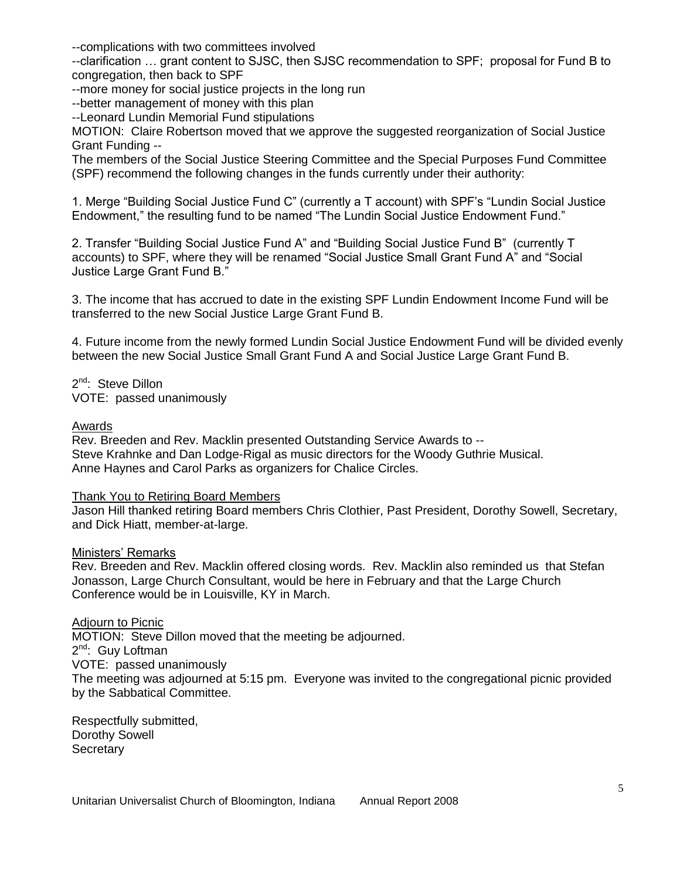--complications with two committees involved
--clarification … grant content to SJSC, then SJSC recommendation to SPF; proposal for Fund B to congregation, then back to SPF
--more money for social justice projects in the long run
--better management of money with this plan
--Leonard Lundin Memorial Fund stipulations

MOTION: Claire Robertson moved that we approve the suggested reorganization of Social Justice Grant Funding --
The members of the Social Justice Steering Committee and the Special Purposes Fund Committee (SPF) recommend the following changes in the funds currently under their authority:

1. Merge "Building Social Justice Fund C" (currently a T account) with SPF's "Lundin Social Justice Endowment," the resulting fund to be named "The Lundin Social Justice Endowment Fund."

2. Transfer "Building Social Justice Fund A" and "Building Social Justice Fund B" (currently T accounts) to SPF, where they will be renamed "Social Justice Small Grant Fund A" and "Social Justice Large Grant Fund B."

3. The income that has accrued to date in the existing SPF Lundin Endowment Income Fund will be transferred to the new Social Justice Large Grant Fund B.

4. Future income from the newly formed Lundin Social Justice Endowment Fund will be divided evenly between the new Social Justice Small Grant Fund A and Social Justice Large Grant Fund B.

2nd: Steve Dillon
VOTE: passed unanimously

<u>Awards</u>
Rev. Breeden and Rev. Macklin presented Outstanding Service Awards to --
Steve Krahnke and Dan Lodge-Rigal as music directors for the Woody Guthrie Musical.
Anne Haynes and Carol Parks as organizers for Chalice Circles.

<u>Thank You to Retiring Board Members</u>
Jason Hill thanked retiring Board members Chris Clothier, Past President, Dorothy Sowell, Secretary, and Dick Hiatt, member-at-large.

<u>Ministers' Remarks</u>
Rev. Breeden and Rev. Macklin offered closing words. Rev. Macklin also reminded us that Stefan Jonasson, Large Church Consultant, would be here in February and that the Large Church Conference would be in Louisville, KY in March.

<u>Adjourn to Picnic</u>
MOTION: Steve Dillon moved that the meeting be adjourned.
2nd: Guy Loftman
VOTE: passed unanimously
The meeting was adjourned at 5:15 pm. Everyone was invited to the congregational picnic provided by the Sabbatical Committee.

Respectfully submitted,
Dorothy Sowell
Secretary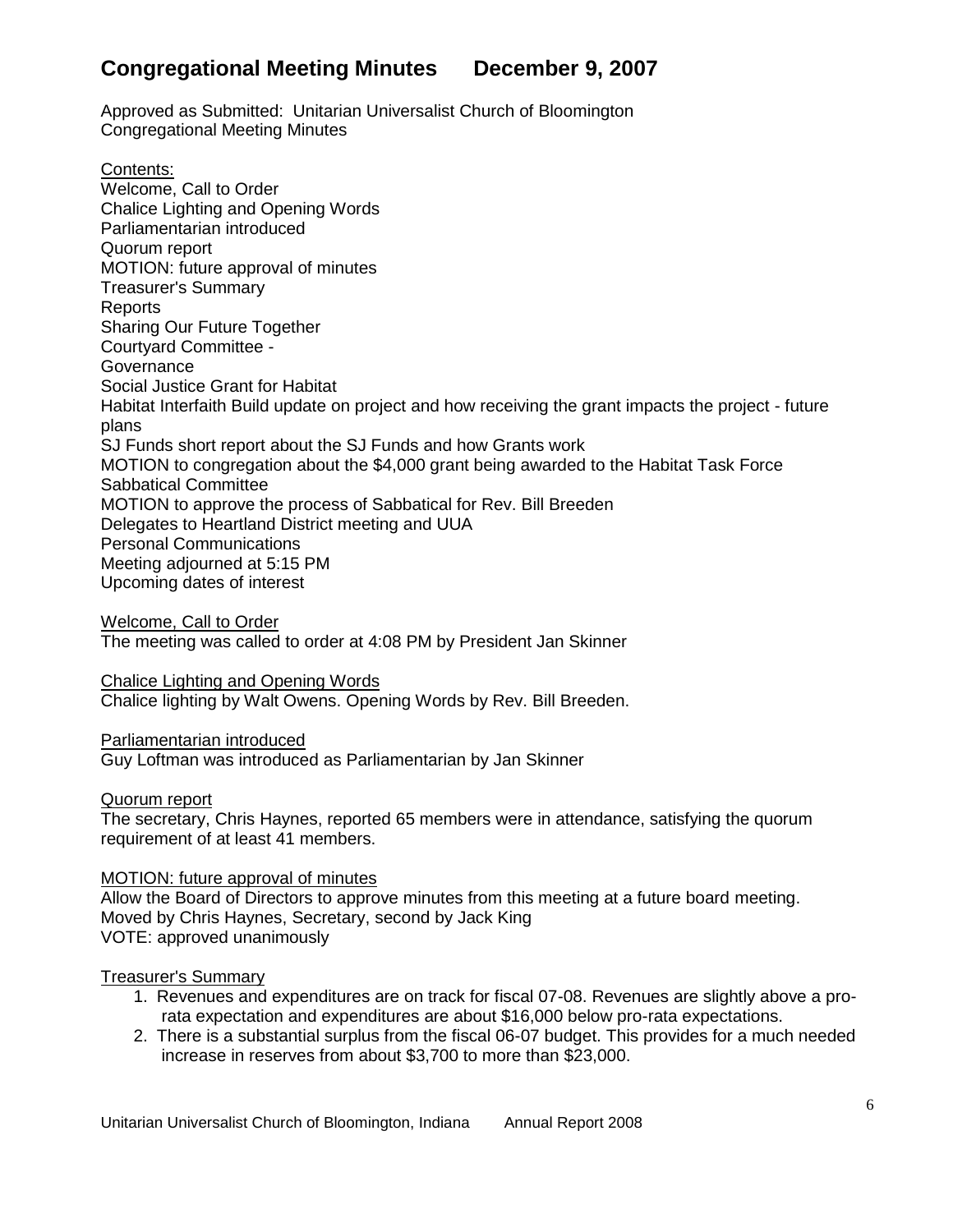# Congregational Meeting Minutes December 9, 2007

Approved as Submitted: Unitarian Universalist Church of Bloomington Congregational Meeting Minutes

Contents:
Welcome, Call to Order
Chalice Lighting and Opening Words
Parliamentarian introduced
Quorum report
MOTION: future approval of minutes
Treasurer's Summary
Reports
Sharing Our Future Together
Courtyard Committee -
Governance
Social Justice Grant for Habitat
Habitat Interfaith Build update on project and how receiving the grant impacts the project - future plans
SJ Funds short report about the SJ Funds and how Grants work
MOTION to congregation about the $4,000 grant being awarded to the Habitat Task Force
Sabbatical Committee
MOTION to approve the process of Sabbatical for Rev. Bill Breeden
Delegates to Heartland District meeting and UUA
Personal Communications
Meeting adjourned at 5:15 PM
Upcoming dates of interest

Welcome, Call to Order
The meeting was called to order at 4:08 PM by President Jan Skinner

Chalice Lighting and Opening Words
Chalice lighting by Walt Owens. Opening Words by Rev. Bill Breeden.

Parliamentarian introduced
Guy Loftman was introduced as Parliamentarian by Jan Skinner

Quorum report
The secretary, Chris Haynes, reported 65 members were in attendance, satisfying the quorum requirement of at least 41 members.

MOTION: future approval of minutes
Allow the Board of Directors to approve minutes from this meeting at a future board meeting.
Moved by Chris Haynes, Secretary, second by Jack King
VOTE: approved unanimously

Treasurer's Summary

1. Revenues and expenditures are on track for fiscal 07-08. Revenues are slightly above a pro-rata expectation and expenditures are about $16,000 below pro-rata expectations.
2. There is a substantial surplus from the fiscal 06-07 budget. This provides for a much needed increase in reserves from about $3,700 to more than $23,000.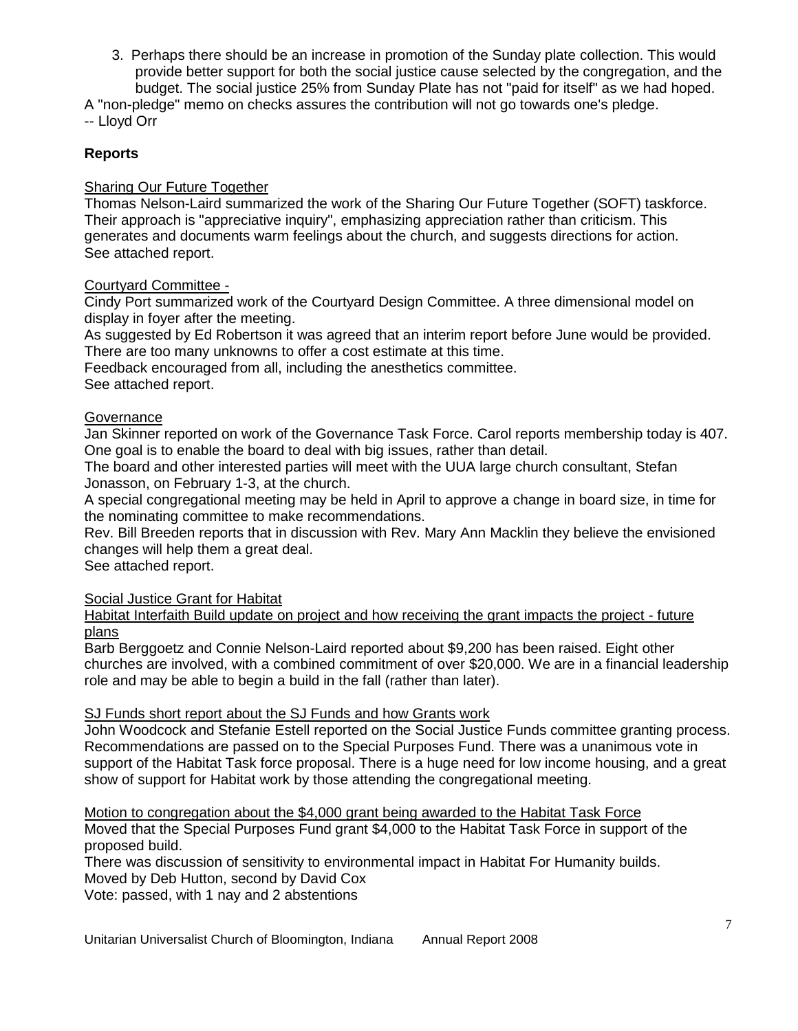3. Perhaps there should be an increase in promotion of the Sunday plate collection. This would provide better support for both the social justice cause selected by the congregation, and the budget. The social justice 25% from Sunday Plate has not "paid for itself" as we had hoped.

A "non-pledge" memo on checks assures the contribution will not go towards one's pledge.
-- Lloyd Orr

**Reports**

Sharing Our Future Together

Thomas Nelson-Laird summarized the work of the Sharing Our Future Together (SOFT) taskforce. Their approach is "appreciative inquiry", emphasizing appreciation rather than criticism. This generates and documents warm feelings about the church, and suggests directions for action.
See attached report.

Courtyard Committee -

Cindy Port summarized work of the Courtyard Design Committee. A three dimensional model on display in foyer after the meeting.
As suggested by Ed Robertson it was agreed that an interim report before June would be provided.
There are too many unknowns to offer a cost estimate at this time.
Feedback encouraged from all, including the anesthetics committee.
See attached report.

Governance

Jan Skinner reported on work of the Governance Task Force. Carol reports membership today is 407.
One goal is to enable the board to deal with big issues, rather than detail.
The board and other interested parties will meet with the UUA large church consultant, Stefan Jonasson, on February 1-3, at the church.
A special congregational meeting may be held in April to approve a change in board size, in time for the nominating committee to make recommendations.
Rev. Bill Breeden reports that in discussion with Rev. Mary Ann Macklin they believe the envisioned changes will help them a great deal.
See attached report.

Social Justice Grant for Habitat

Habitat Interfaith Build update on project and how receiving the grant impacts the project - future plans

Barb Berggoetz and Connie Nelson-Laird reported about $9,200 has been raised. Eight other churches are involved, with a combined commitment of over $20,000. We are in a financial leadership role and may be able to begin a build in the fall (rather than later).

SJ Funds short report about the SJ Funds and how Grants work

John Woodcock and Stefanie Estell reported on the Social Justice Funds committee granting process. Recommendations are passed on to the Special Purposes Fund. There was a unanimous vote in support of the Habitat Task force proposal. There is a huge need for low income housing, and a great show of support for Habitat work by those attending the congregational meeting.

Motion to congregation about the $4,000 grant being awarded to the Habitat Task Force

Moved that the Special Purposes Fund grant $4,000 to the Habitat Task Force in support of the proposed build.
There was discussion of sensitivity to environmental impact in Habitat For Humanity builds.
Moved by Deb Hutton, second by David Cox
Vote: passed, with 1 nay and 2 abstentions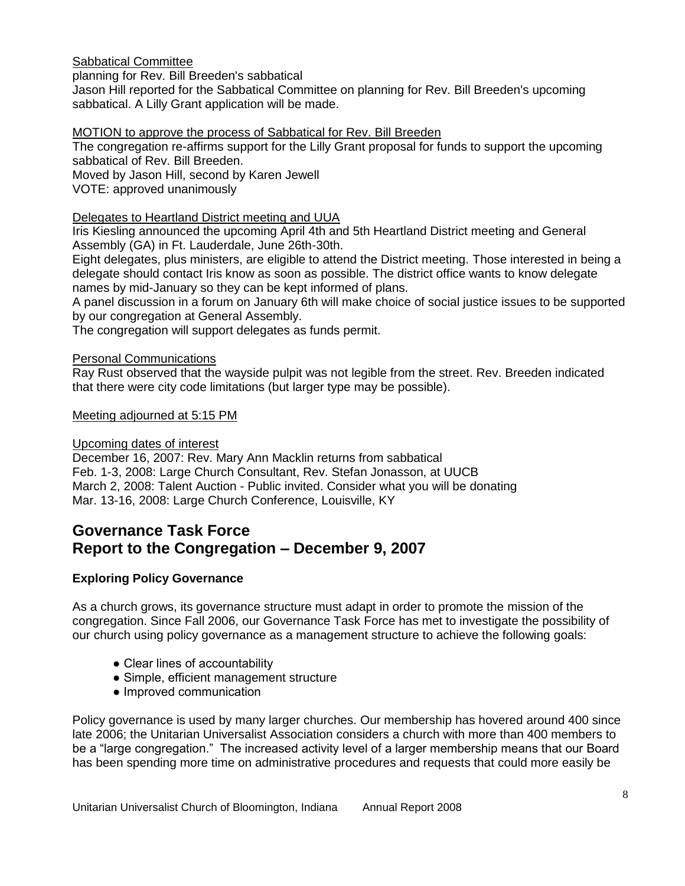Sabbatical Committee

planning for Rev. Bill Breeden's sabbatical

Jason Hill reported for the Sabbatical Committee on planning for Rev. Bill Breeden's upcoming sabbatical. A Lilly Grant application will be made.

MOTION to approve the process of Sabbatical for Rev. Bill Breeden

The congregation re-affirms support for the Lilly Grant proposal for funds to support the upcoming sabbatical of Rev. Bill Breeden.

Moved by Jason Hill, second by Karen Jewell

VOTE: approved unanimously

Delegates to Heartland District meeting and UUA

Iris Kiesling announced the upcoming April 4th and 5th Heartland District meeting and General Assembly (GA) in Ft. Lauderdale, June 26th-30th.

Eight delegates, plus ministers, are eligible to attend the District meeting. Those interested in being a delegate should contact Iris know as soon as possible. The district office wants to know delegate names by mid-January so they can be kept informed of plans.

A panel discussion in a forum on January 6th will make choice of social justice issues to be supported by our congregation at General Assembly.

The congregation will support delegates as funds permit.

Personal Communications

Ray Rust observed that the wayside pulpit was not legible from the street. Rev. Breeden indicated that there were city code limitations (but larger type may be possible).

Meeting adjourned at 5:15 PM

Upcoming dates of interest

December 16, 2007: Rev. Mary Ann Macklin returns from sabbatical

Feb. 1-3, 2008: Large Church Consultant, Rev. Stefan Jonasson, at UUCB

March 2, 2008: Talent Auction - Public invited. Consider what you will be donating

Mar. 13-16, 2008: Large Church Conference, Louisville, KY

## Governance Task Force
## Report to the Congregation – December 9, 2007

**Exploring Policy Governance**

As a church grows, its governance structure must adapt in order to promote the mission of the congregation. Since Fall 2006, our Governance Task Force has met to investigate the possibility of our church using policy governance as a management structure to achieve the following goals:

- Clear lines of accountability
- Simple, efficient management structure
- Improved communication

Policy governance is used by many larger churches. Our membership has hovered around 400 since late 2006; the Unitarian Universalist Association considers a church with more than 400 members to be a "large congregation." The increased activity level of a larger membership means that our Board has been spending more time on administrative procedures and requests that could more easily be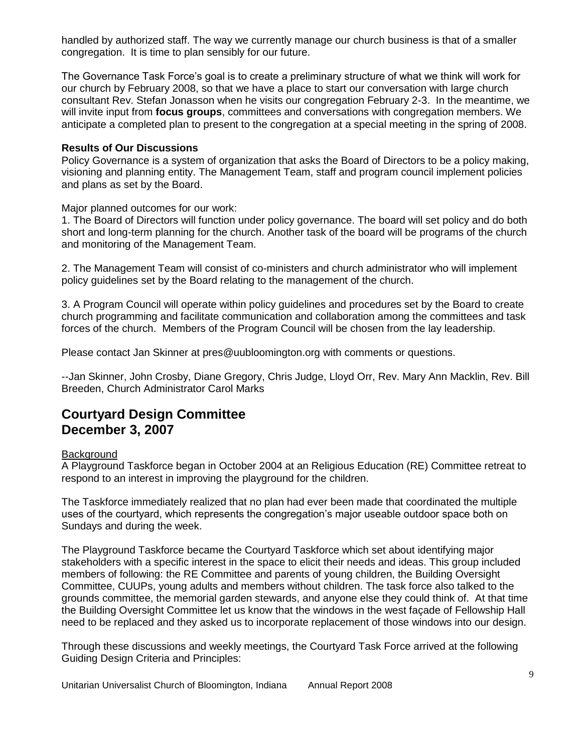handled by authorized staff. The way we currently manage our church business is that of a smaller congregation. It is time to plan sensibly for our future.

The Governance Task Force's goal is to create a preliminary structure of what we think will work for our church by February 2008, so that we have a place to start our conversation with large church consultant Rev. Stefan Jonasson when he visits our congregation February 2-3. In the meantime, we will invite input from **focus groups**, committees and conversations with congregation members. We anticipate a completed plan to present to the congregation at a special meeting in the spring of 2008.

**Results of Our Discussions**

Policy Governance is a system of organization that asks the Board of Directors to be a policy making, visioning and planning entity. The Management Team, staff and program council implement policies and plans as set by the Board.

Major planned outcomes for our work:

1. The Board of Directors will function under policy governance. The board will set policy and do both short and long-term planning for the church. Another task of the board will be programs of the church and monitoring of the Management Team.

2. The Management Team will consist of co-ministers and church administrator who will implement policy guidelines set by the Board relating to the management of the church.

3. A Program Council will operate within policy guidelines and procedures set by the Board to create church programming and facilitate communication and collaboration among the committees and task forces of the church. Members of the Program Council will be chosen from the lay leadership.

Please contact Jan Skinner at pres@uubloomington.org with comments or questions.

--Jan Skinner, John Crosby, Diane Gregory, Chris Judge, Lloyd Orr, Rev. Mary Ann Macklin, Rev. Bill Breeden, Church Administrator Carol Marks

## Courtyard Design Committee
## December 3, 2007

Background

A Playground Taskforce began in October 2004 at an Religious Education (RE) Committee retreat to respond to an interest in improving the playground for the children.

The Taskforce immediately realized that no plan had ever been made that coordinated the multiple uses of the courtyard, which represents the congregation's major useable outdoor space both on Sundays and during the week.

The Playground Taskforce became the Courtyard Taskforce which set about identifying major stakeholders with a specific interest in the space to elicit their needs and ideas. This group included members of following: the RE Committee and parents of young children, the Building Oversight Committee, CUUPs, young adults and members without children. The task force also talked to the grounds committee, the memorial garden stewards, and anyone else they could think of. At that time the Building Oversight Committee let us know that the windows in the west façade of Fellowship Hall need to be replaced and they asked us to incorporate replacement of those windows into our design.

Through these discussions and weekly meetings, the Courtyard Task Force arrived at the following Guiding Design Criteria and Principles: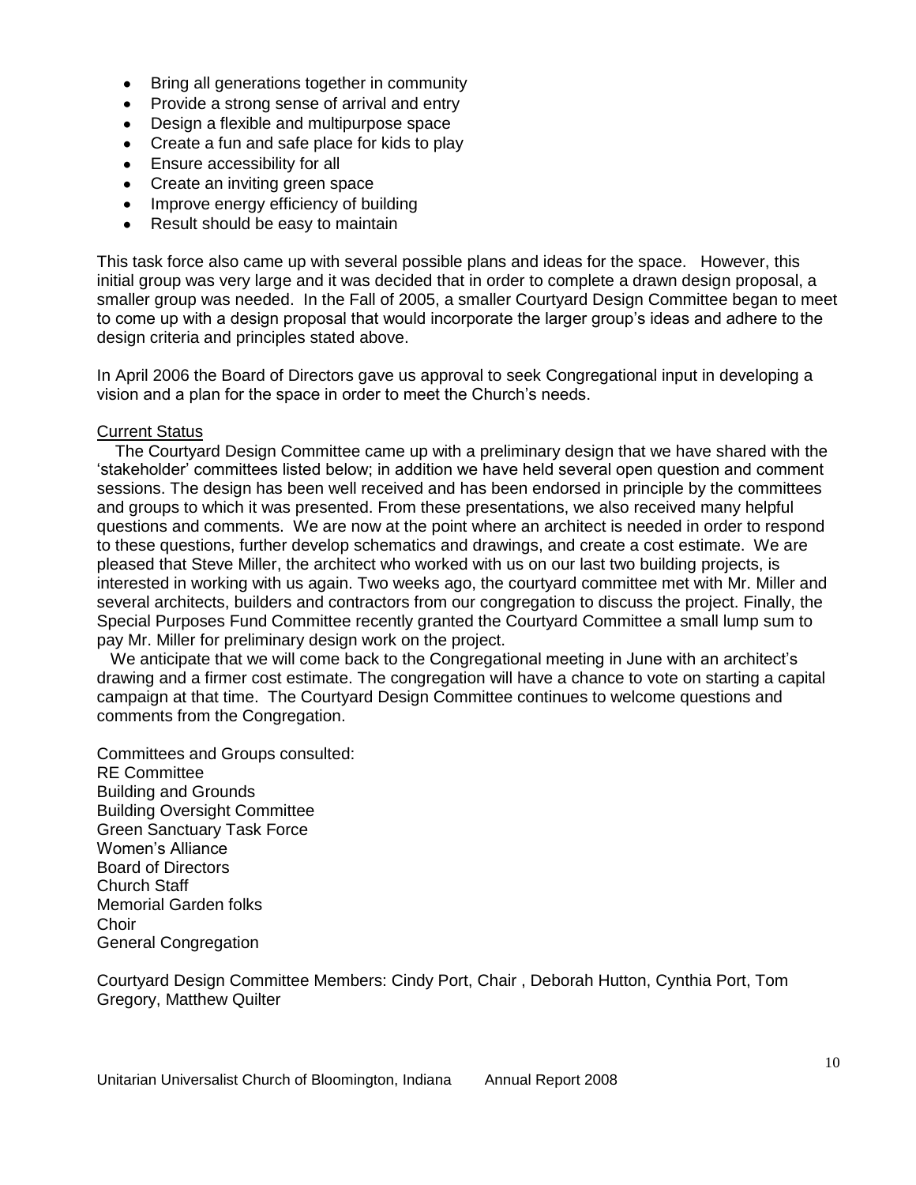- Bring all generations together in community
- Provide a strong sense of arrival and entry
- Design a flexible and multipurpose space
- Create a fun and safe place for kids to play
- Ensure accessibility for all
- Create an inviting green space
- Improve energy efficiency of building
- Result should be easy to maintain

This task force also came up with several possible plans and ideas for the space. However, this initial group was very large and it was decided that in order to complete a drawn design proposal, a smaller group was needed. In the Fall of 2005, a smaller Courtyard Design Committee began to meet to come up with a design proposal that would incorporate the larger group's ideas and adhere to the design criteria and principles stated above.

In April 2006 the Board of Directors gave us approval to seek Congregational input in developing a vision and a plan for the space in order to meet the Church's needs.

<u>Current Status</u>

The Courtyard Design Committee came up with a preliminary design that we have shared with the 'stakeholder' committees listed below; in addition we have held several open question and comment sessions. The design has been well received and has been endorsed in principle by the committees and groups to which it was presented. From these presentations, we also received many helpful questions and comments. We are now at the point where an architect is needed in order to respond to these questions, further develop schematics and drawings, and create a cost estimate. We are pleased that Steve Miller, the architect who worked with us on our last two building projects, is interested in working with us again. Two weeks ago, the courtyard committee met with Mr. Miller and several architects, builders and contractors from our congregation to discuss the project. Finally, the Special Purposes Fund Committee recently granted the Courtyard Committee a small lump sum to pay Mr. Miller for preliminary design work on the project.

We anticipate that we will come back to the Congregational meeting in June with an architect's drawing and a firmer cost estimate. The congregation will have a chance to vote on starting a capital campaign at that time. The Courtyard Design Committee continues to welcome questions and comments from the Congregation.

Committees and Groups consulted:
RE Committee
Building and Grounds
Building Oversight Committee
Green Sanctuary Task Force
Women's Alliance
Board of Directors
Church Staff
Memorial Garden folks
Choir
General Congregation

Courtyard Design Committee Members: Cindy Port, Chair , Deborah Hutton, Cynthia Port, Tom Gregory, Matthew Quilter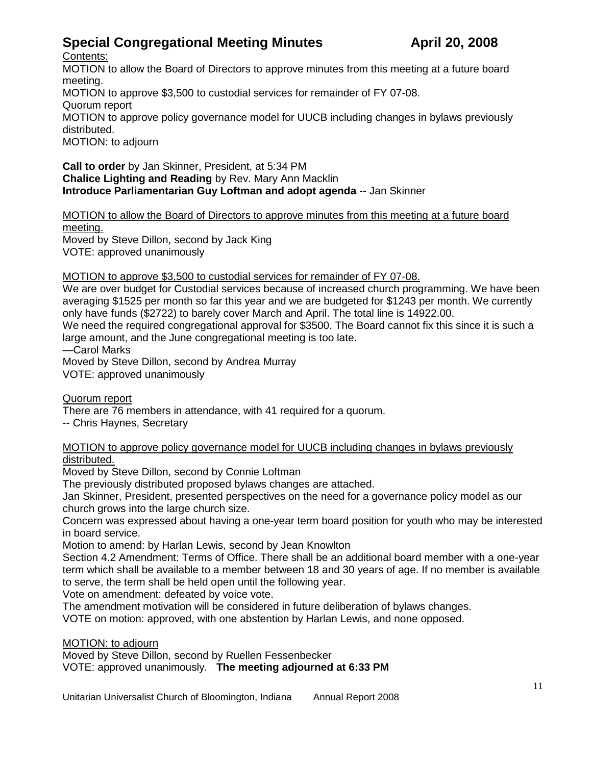# Special Congregational Meeting Minutes April 20, 2008

Contents:

MOTION to allow the Board of Directors to approve minutes from this meeting at a future board meeting.

MOTION to approve $3,500 to custodial services for remainder of FY 07-08.

Quorum report

MOTION to approve policy governance model for UUCB including changes in bylaws previously distributed.

MOTION: to adjourn

**Call to order** by Jan Skinner, President, at 5:34 PM

**Chalice Lighting and Reading** by Rev. Mary Ann Macklin

**Introduce Parliamentarian Guy Loftman and adopt agenda** -- Jan Skinner

MOTION to allow the Board of Directors to approve minutes from this meeting at a future board meeting.

Moved by Steve Dillon, second by Jack King

VOTE: approved unanimously

MOTION to approve $3,500 to custodial services for remainder of FY 07-08.

We are over budget for Custodial services because of increased church programming. We have been averaging $1525 per month so far this year and we are budgeted for $1243 per month. We currently only have funds ($2722) to barely cover March and April. The total line is 14922.00.

We need the required congregational approval for $3500. The Board cannot fix this since it is such a large amount, and the June congregational meeting is too late.

—Carol Marks

Moved by Steve Dillon, second by Andrea Murray

VOTE: approved unanimously

Quorum report

There are 76 members in attendance, with 41 required for a quorum.

-- Chris Haynes, Secretary

MOTION to approve policy governance model for UUCB including changes in bylaws previously distributed.

Moved by Steve Dillon, second by Connie Loftman

The previously distributed proposed bylaws changes are attached.

Jan Skinner, President, presented perspectives on the need for a governance policy model as our church grows into the large church size.

Concern was expressed about having a one-year term board position for youth who may be interested in board service.

Motion to amend: by Harlan Lewis, second by Jean Knowlton

Section 4.2 Amendment: Terms of Office. There shall be an additional board member with a one-year term which shall be available to a member between 18 and 30 years of age. If no member is available to serve, the term shall be held open until the following year.

Vote on amendment: defeated by voice vote.

The amendment motivation will be considered in future deliberation of bylaws changes.

VOTE on motion: approved, with one abstention by Harlan Lewis, and none opposed.

MOTION: to adjourn

Moved by Steve Dillon, second by Ruellen Fessenbecker

VOTE: approved unanimously. **The meeting adjourned at 6:33 PM**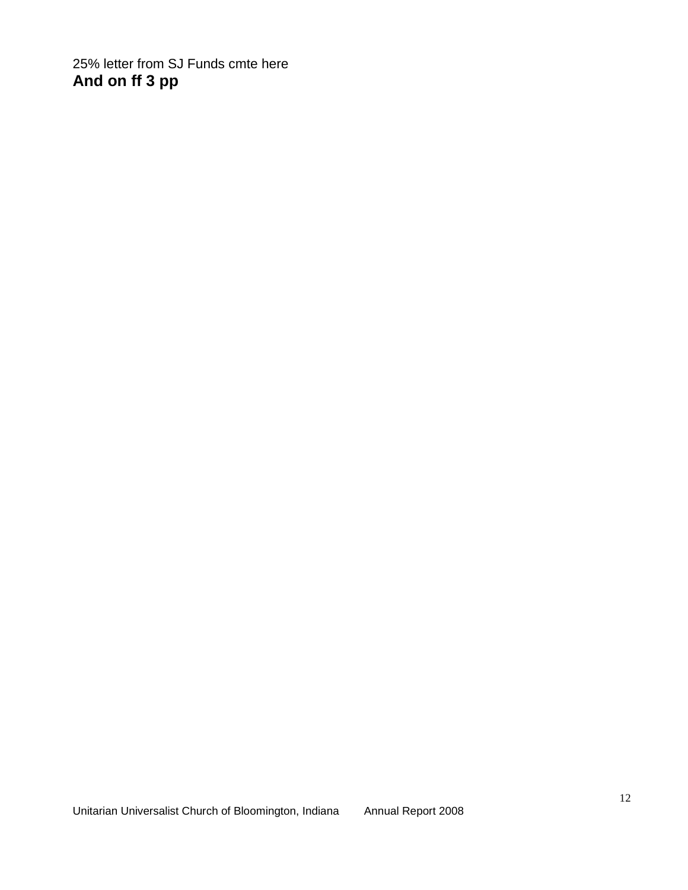25% letter from SJ Funds cmte here

**And on ff 3 pp**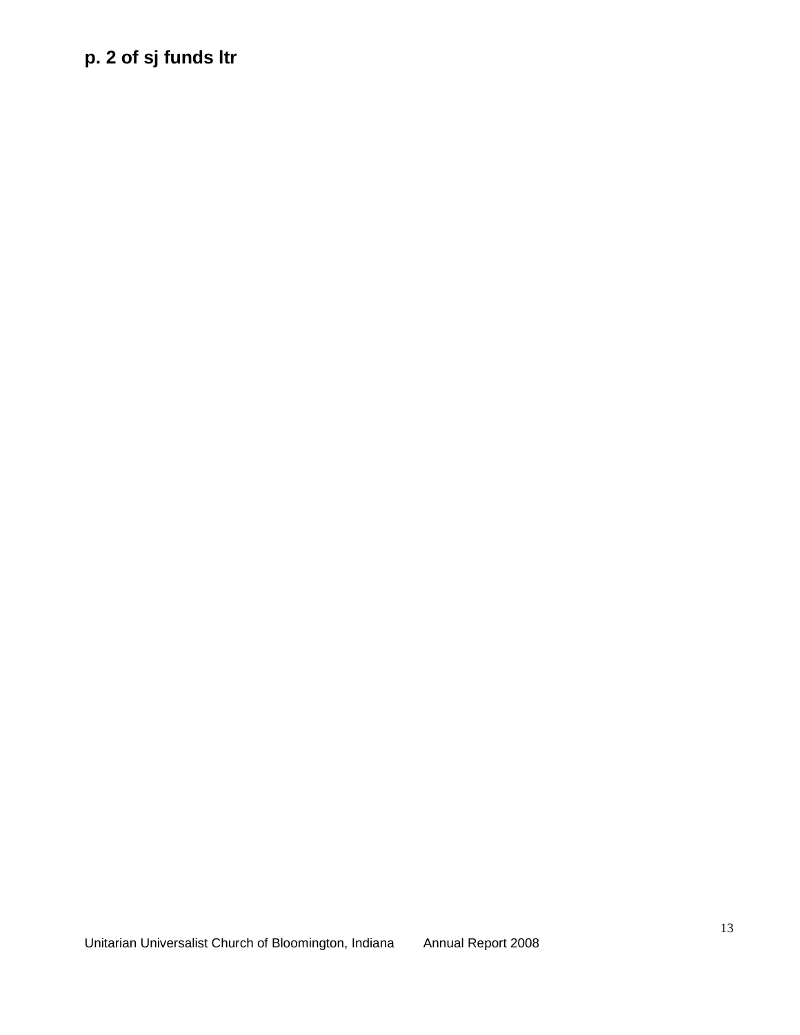**p. 2 of sj funds ltr**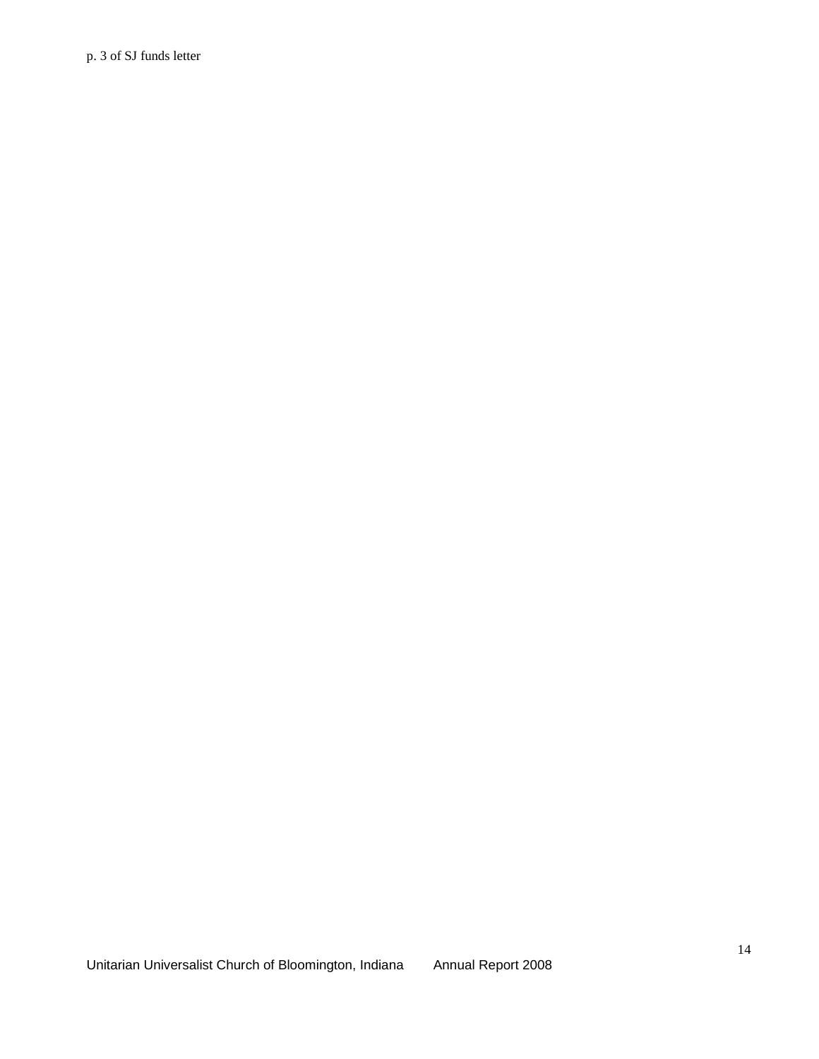p. 3 of SJ funds letter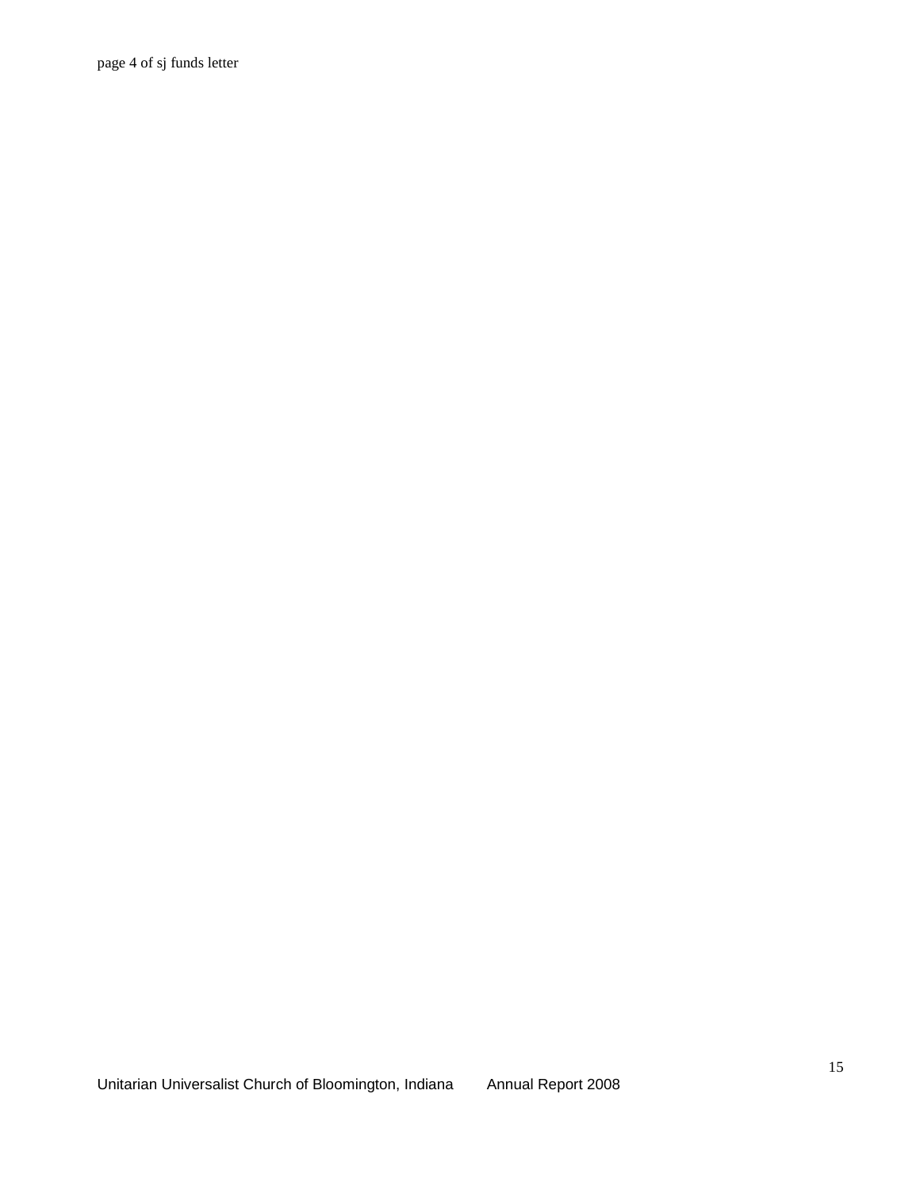page 4 of sj funds letter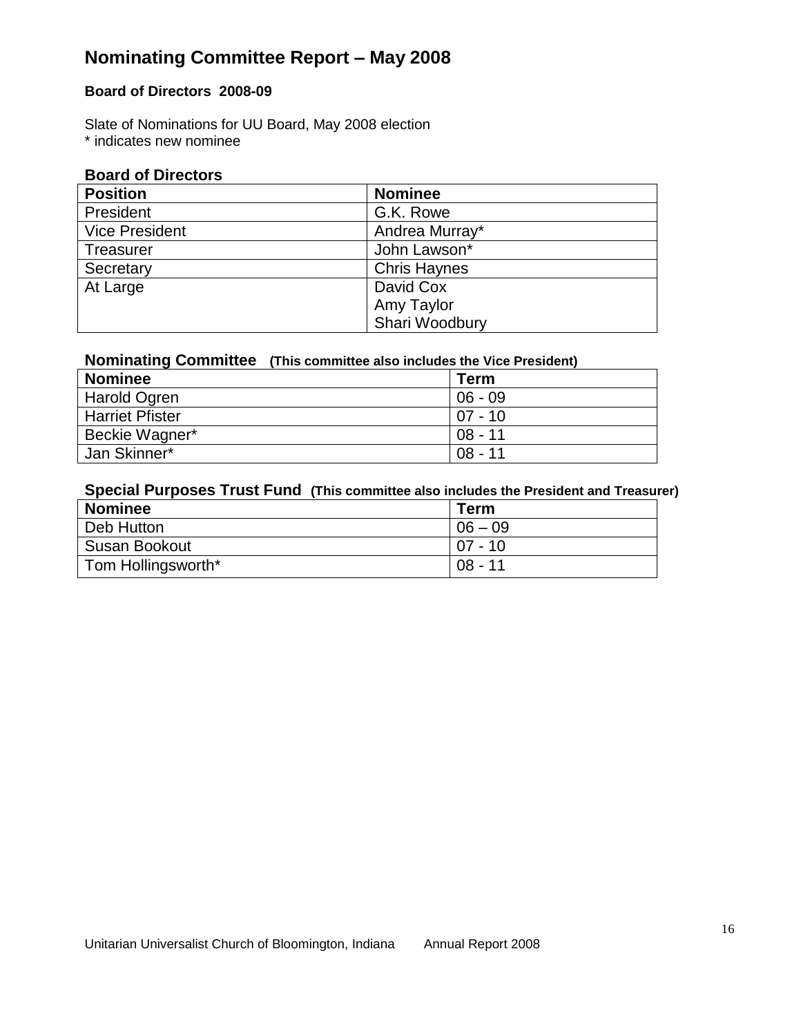# Nominating Committee Report – May 2008

**Board of Directors 2008-09**

Slate of Nominations for UU Board, May 2008 election
* indicates new nominee

### Board of Directors

| Position | Nominee |
|---|---|
| President | G.K. Rowe |
| Vice President | Andrea Murray* |
| Treasurer | John Lawson* |
| Secretary | Chris Haynes |
| At Large | David Cox<br>Amy Taylor<br>Shari Woodbury |

### Nominating Committee **(This committee also includes the Vice President)**

| Nominee | Term |
|---|---|
| Harold Ogren | 06 - 09 |
| Harriet Pfister | 07 - 10 |
| Beckie Wagner* | 08 - 11 |
| Jan Skinner* | 08 - 11 |

### Special Purposes Trust Fund **(This committee also includes the President and Treasurer)**

| Nominee | Term |
|---|---|
| Deb Hutton | 06 – 09 |
| Susan Bookout | 07 - 10 |
| Tom Hollingsworth* | 08 - 11 |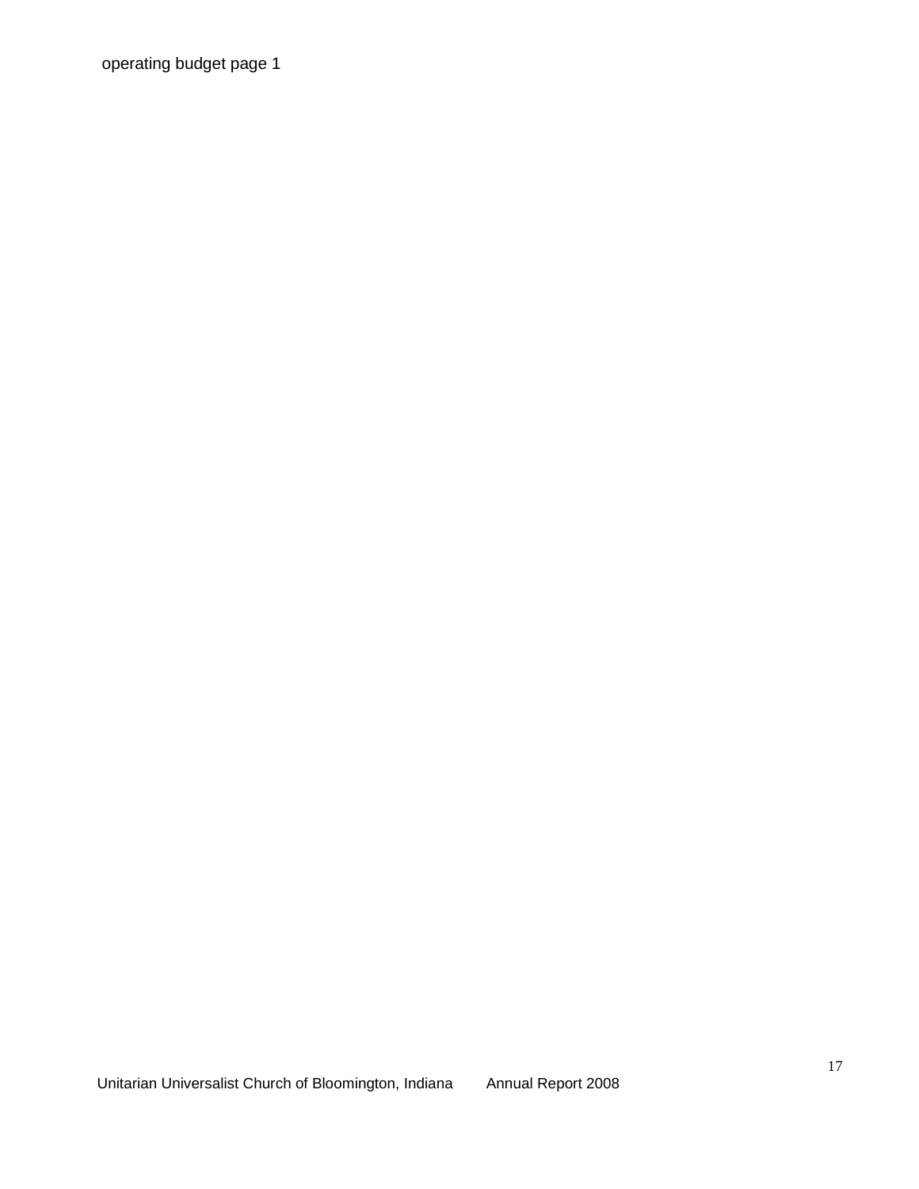operating budget page 1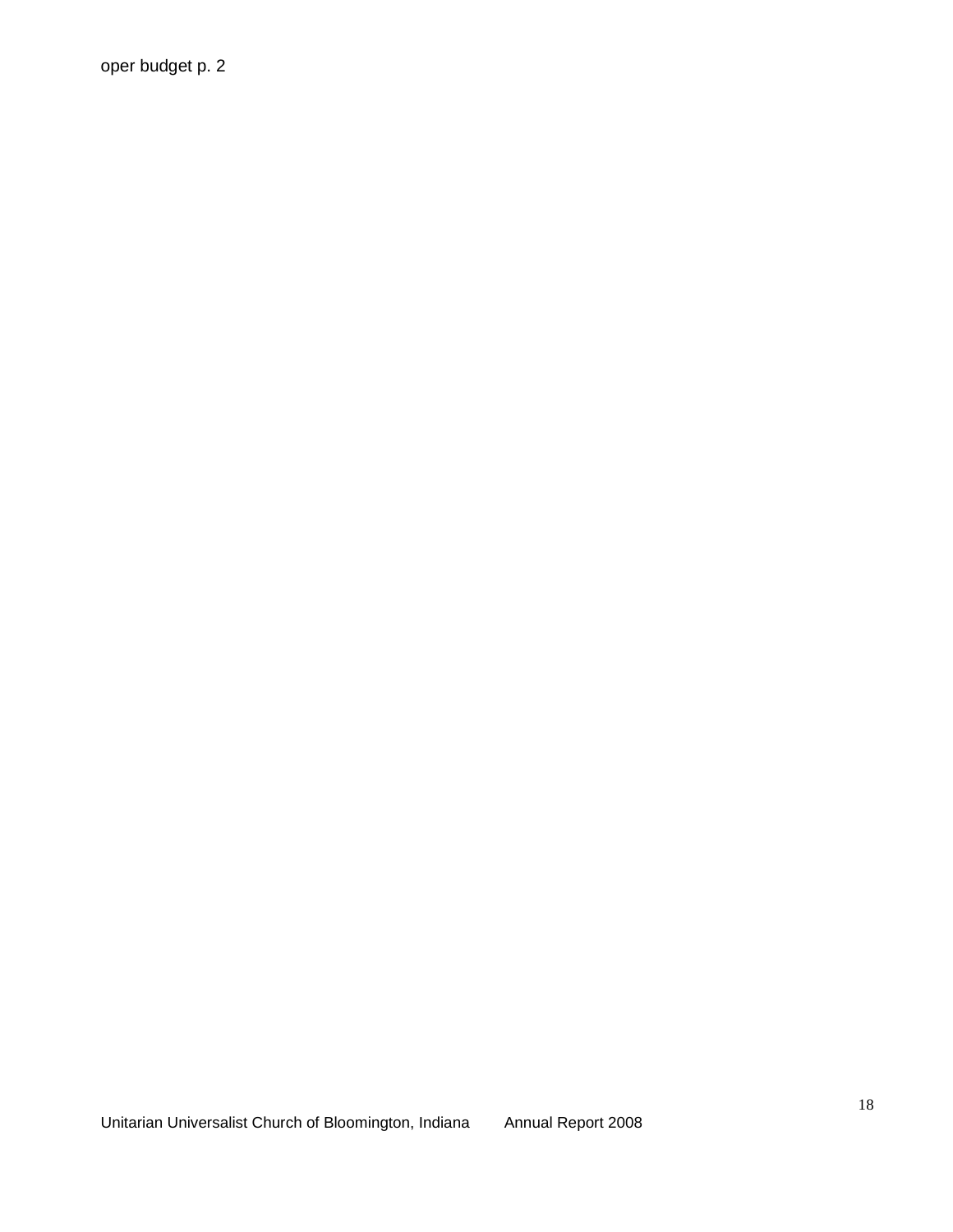oper budget p. 2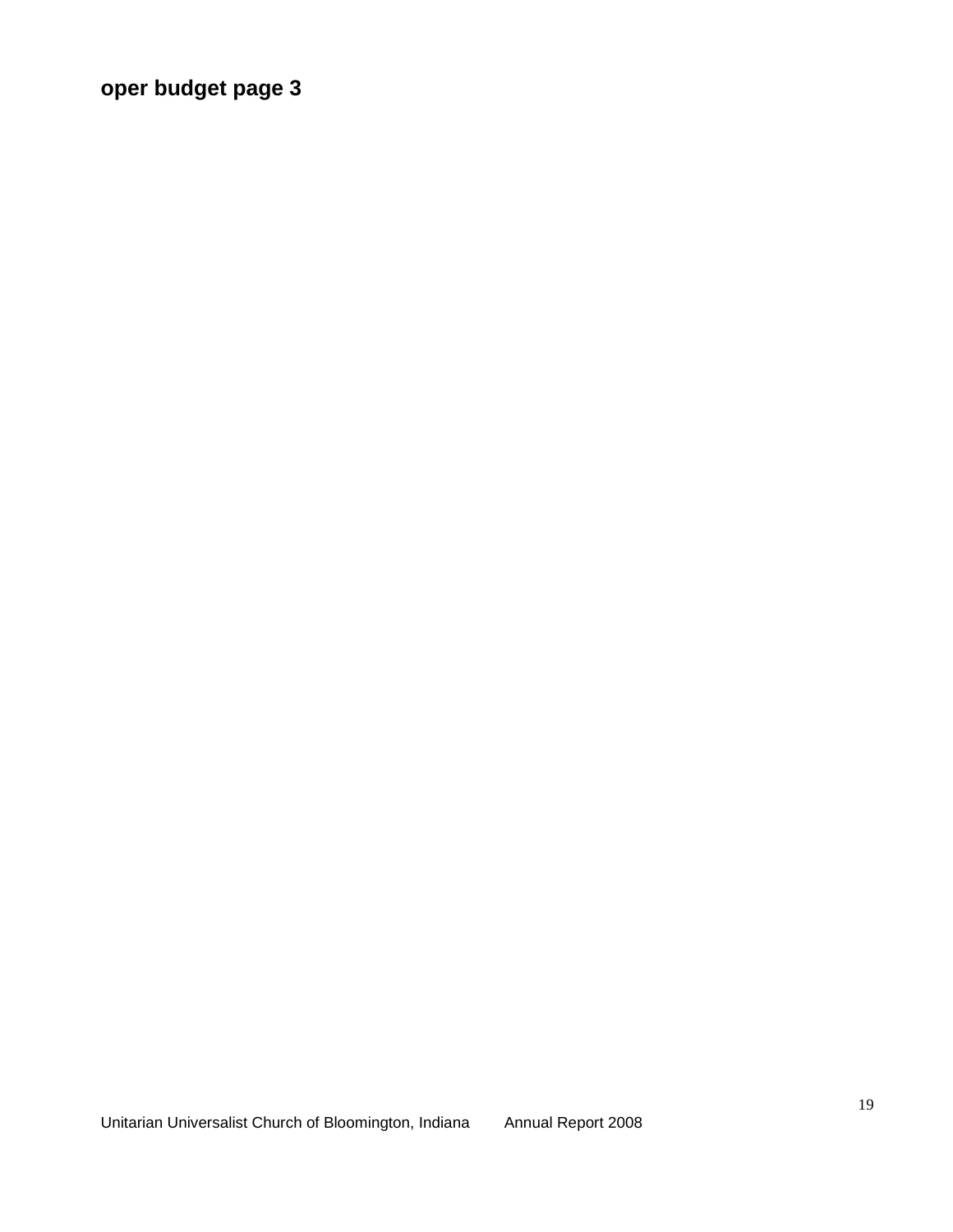**oper budget page 3**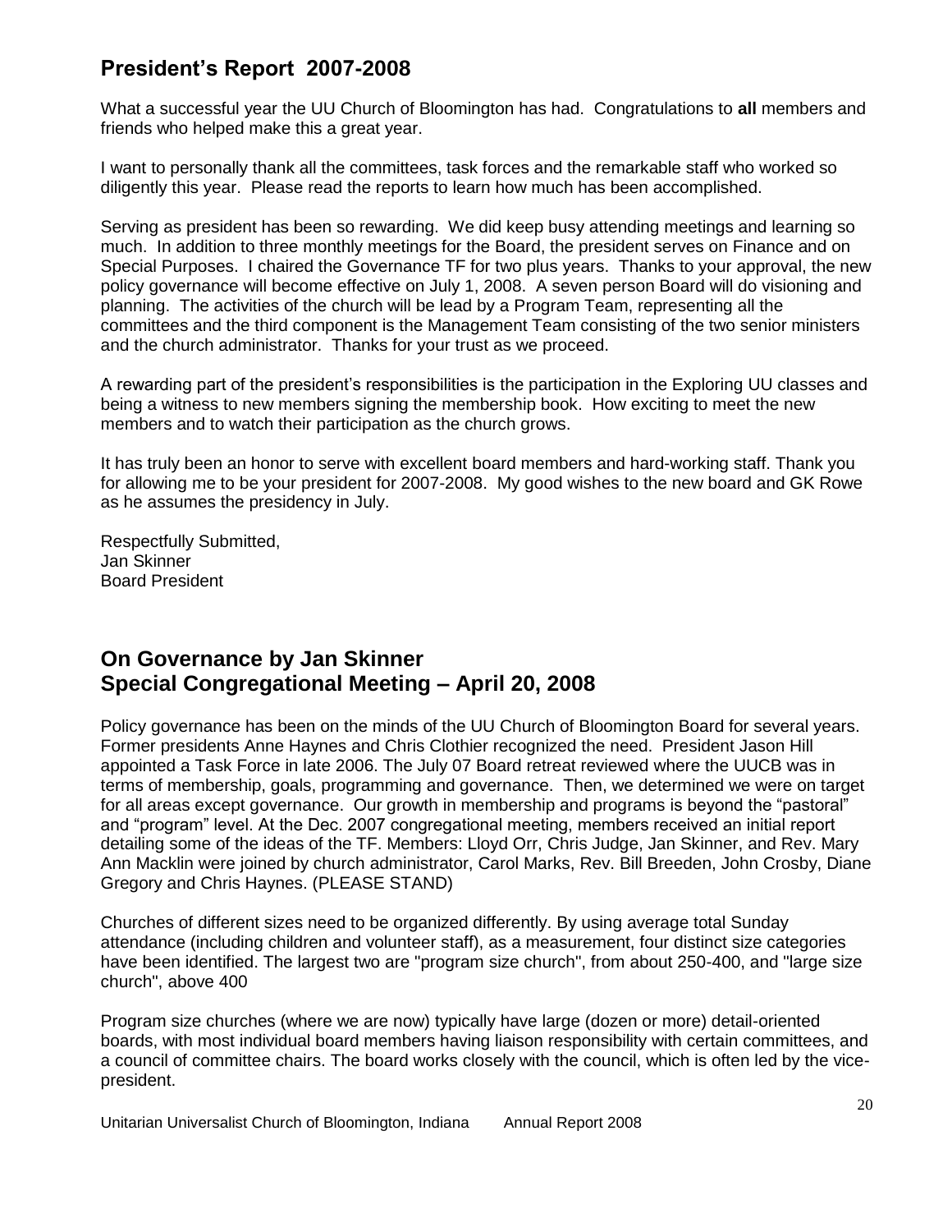## President's Report 2007-2008

What a successful year the UU Church of Bloomington has had. Congratulations to **all** members and friends who helped make this a great year.

I want to personally thank all the committees, task forces and the remarkable staff who worked so diligently this year. Please read the reports to learn how much has been accomplished.

Serving as president has been so rewarding. We did keep busy attending meetings and learning so much. In addition to three monthly meetings for the Board, the president serves on Finance and on Special Purposes. I chaired the Governance TF for two plus years. Thanks to your approval, the new policy governance will become effective on July 1, 2008. A seven person Board will do visioning and planning. The activities of the church will be lead by a Program Team, representing all the committees and the third component is the Management Team consisting of the two senior ministers and the church administrator. Thanks for your trust as we proceed.

A rewarding part of the president's responsibilities is the participation in the Exploring UU classes and being a witness to new members signing the membership book. How exciting to meet the new members and to watch their participation as the church grows.

It has truly been an honor to serve with excellent board members and hard-working staff. Thank you for allowing me to be your president for 2007-2008. My good wishes to the new board and GK Rowe as he assumes the presidency in July.

Respectfully Submitted,
Jan Skinner
Board President

## On Governance by Jan Skinner
## Special Congregational Meeting – April 20, 2008

Policy governance has been on the minds of the UU Church of Bloomington Board for several years. Former presidents Anne Haynes and Chris Clothier recognized the need. President Jason Hill appointed a Task Force in late 2006. The July 07 Board retreat reviewed where the UUCB was in terms of membership, goals, programming and governance. Then, we determined we were on target for all areas except governance. Our growth in membership and programs is beyond the "pastoral" and "program" level. At the Dec. 2007 congregational meeting, members received an initial report detailing some of the ideas of the TF. Members: Lloyd Orr, Chris Judge, Jan Skinner, and Rev. Mary Ann Macklin were joined by church administrator, Carol Marks, Rev. Bill Breeden, John Crosby, Diane Gregory and Chris Haynes. (PLEASE STAND)

Churches of different sizes need to be organized differently. By using average total Sunday attendance (including children and volunteer staff), as a measurement, four distinct size categories have been identified. The largest two are "program size church", from about 250-400, and "large size church", above 400

Program size churches (where we are now) typically have large (dozen or more) detail-oriented boards, with most individual board members having liaison responsibility with certain committees, and a council of committee chairs. The board works closely with the council, which is often led by the vice-president.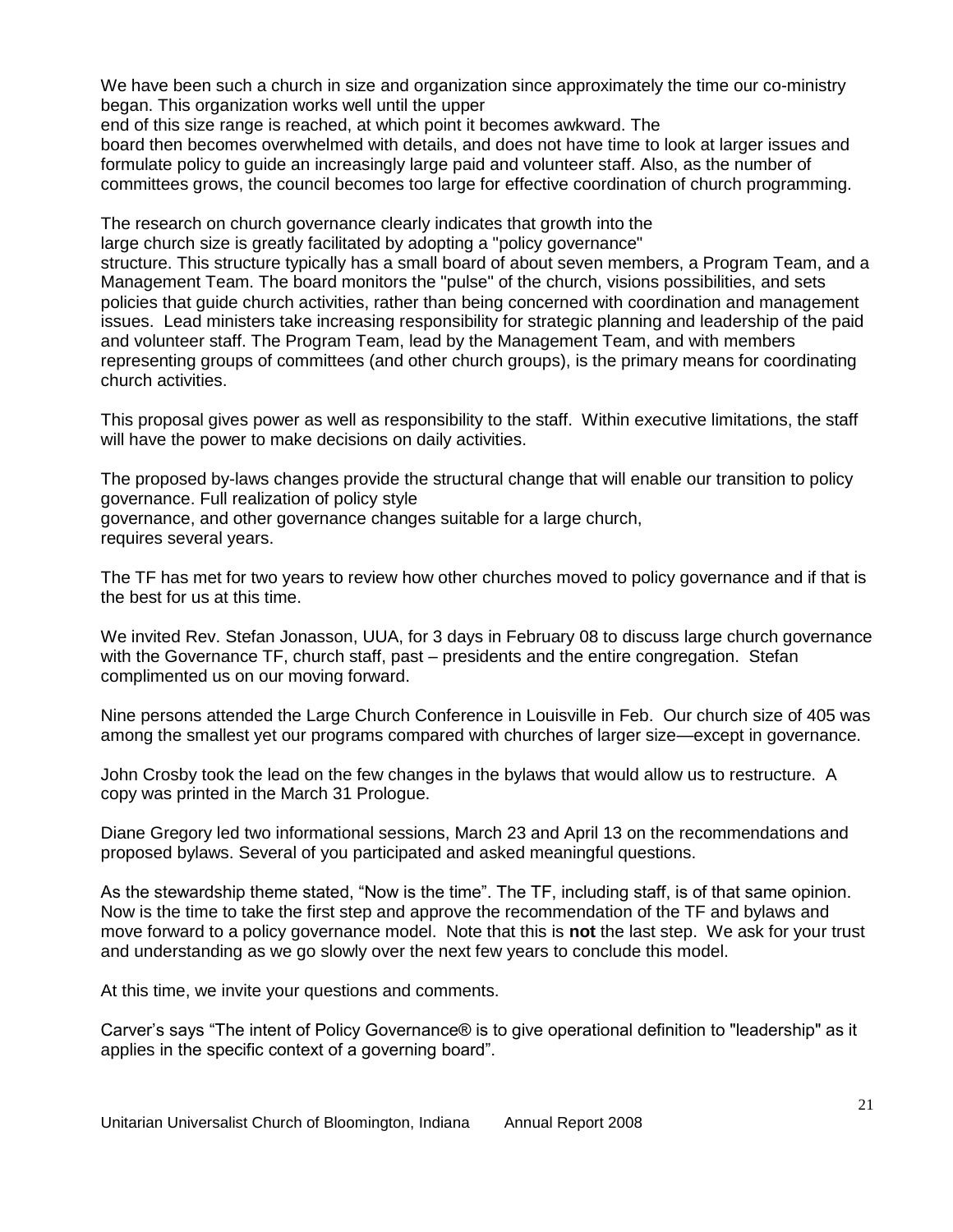We have been such a church in size and organization since approximately the time our co-ministry began. This organization works well until the upper end of this size range is reached, at which point it becomes awkward. The board then becomes overwhelmed with details, and does not have time to look at larger issues and formulate policy to guide an increasingly large paid and volunteer staff. Also, as the number of committees grows, the council becomes too large for effective coordination of church programming.

The research on church governance clearly indicates that growth into the large church size is greatly facilitated by adopting a "policy governance" structure. This structure typically has a small board of about seven members, a Program Team, and a Management Team. The board monitors the "pulse" of the church, visions possibilities, and sets policies that guide church activities, rather than being concerned with coordination and management issues. Lead ministers take increasing responsibility for strategic planning and leadership of the paid and volunteer staff. The Program Team, lead by the Management Team, and with members representing groups of committees (and other church groups), is the primary means for coordinating church activities.

This proposal gives power as well as responsibility to the staff. Within executive limitations, the staff will have the power to make decisions on daily activities.

The proposed by-laws changes provide the structural change that will enable our transition to policy governance. Full realization of policy style governance, and other governance changes suitable for a large church, requires several years.

The TF has met for two years to review how other churches moved to policy governance and if that is the best for us at this time.

We invited Rev. Stefan Jonasson, UUA, for 3 days in February 08 to discuss large church governance with the Governance TF, church staff, past – presidents and the entire congregation. Stefan complimented us on our moving forward.

Nine persons attended the Large Church Conference in Louisville in Feb. Our church size of 405 was among the smallest yet our programs compared with churches of larger size—except in governance.

John Crosby took the lead on the few changes in the bylaws that would allow us to restructure. A copy was printed in the March 31 Prologue.

Diane Gregory led two informational sessions, March 23 and April 13 on the recommendations and proposed bylaws. Several of you participated and asked meaningful questions.

As the stewardship theme stated, "Now is the time". The TF, including staff, is of that same opinion. Now is the time to take the first step and approve the recommendation of the TF and bylaws and move forward to a policy governance model. Note that this is **not** the last step. We ask for your trust and understanding as we go slowly over the next few years to conclude this model.

At this time, we invite your questions and comments.

Carver's says "The intent of Policy Governance® is to give operational definition to "leadership" as it applies in the specific context of a governing board".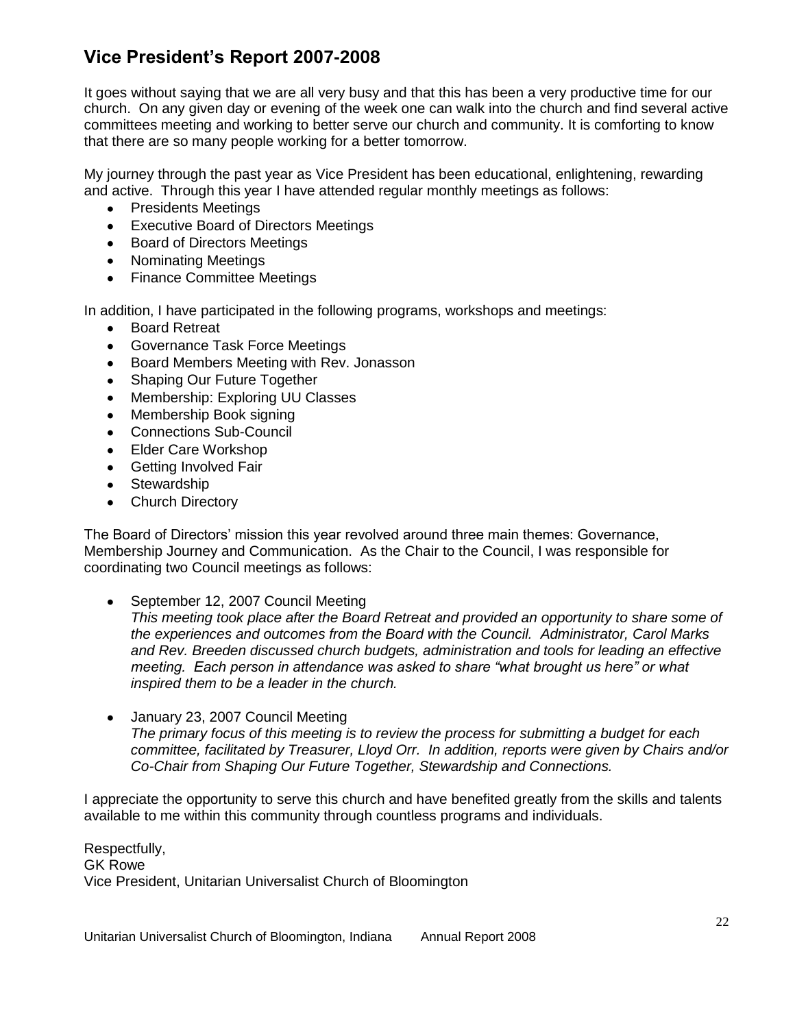## Vice President's Report 2007-2008

It goes without saying that we are all very busy and that this has been a very productive time for our church. On any given day or evening of the week one can walk into the church and find several active committees meeting and working to better serve our church and community. It is comforting to know that there are so many people working for a better tomorrow.

My journey through the past year as Vice President has been educational, enlightening, rewarding and active. Through this year I have attended regular monthly meetings as follows:

- Presidents Meetings
- Executive Board of Directors Meetings
- Board of Directors Meetings
- Nominating Meetings
- Finance Committee Meetings

In addition, I have participated in the following programs, workshops and meetings:

- Board Retreat
- Governance Task Force Meetings
- Board Members Meeting with Rev. Jonasson
- Shaping Our Future Together
- Membership: Exploring UU Classes
- Membership Book signing
- Connections Sub-Council
- Elder Care Workshop
- Getting Involved Fair
- Stewardship
- Church Directory

The Board of Directors' mission this year revolved around three main themes: Governance, Membership Journey and Communication. As the Chair to the Council, I was responsible for coordinating two Council meetings as follows:

- September 12, 2007 Council Meeting
  *This meeting took place after the Board Retreat and provided an opportunity to share some of the experiences and outcomes from the Board with the Council. Administrator, Carol Marks and Rev. Breeden discussed church budgets, administration and tools for leading an effective meeting. Each person in attendance was asked to share "what brought us here" or what inspired them to be a leader in the church.*

- January 23, 2007 Council Meeting
  *The primary focus of this meeting is to review the process for submitting a budget for each committee, facilitated by Treasurer, Lloyd Orr. In addition, reports were given by Chairs and/or Co-Chair from Shaping Our Future Together, Stewardship and Connections.*

I appreciate the opportunity to serve this church and have benefited greatly from the skills and talents available to me within this community through countless programs and individuals.

Respectfully,
GK Rowe
Vice President, Unitarian Universalist Church of Bloomington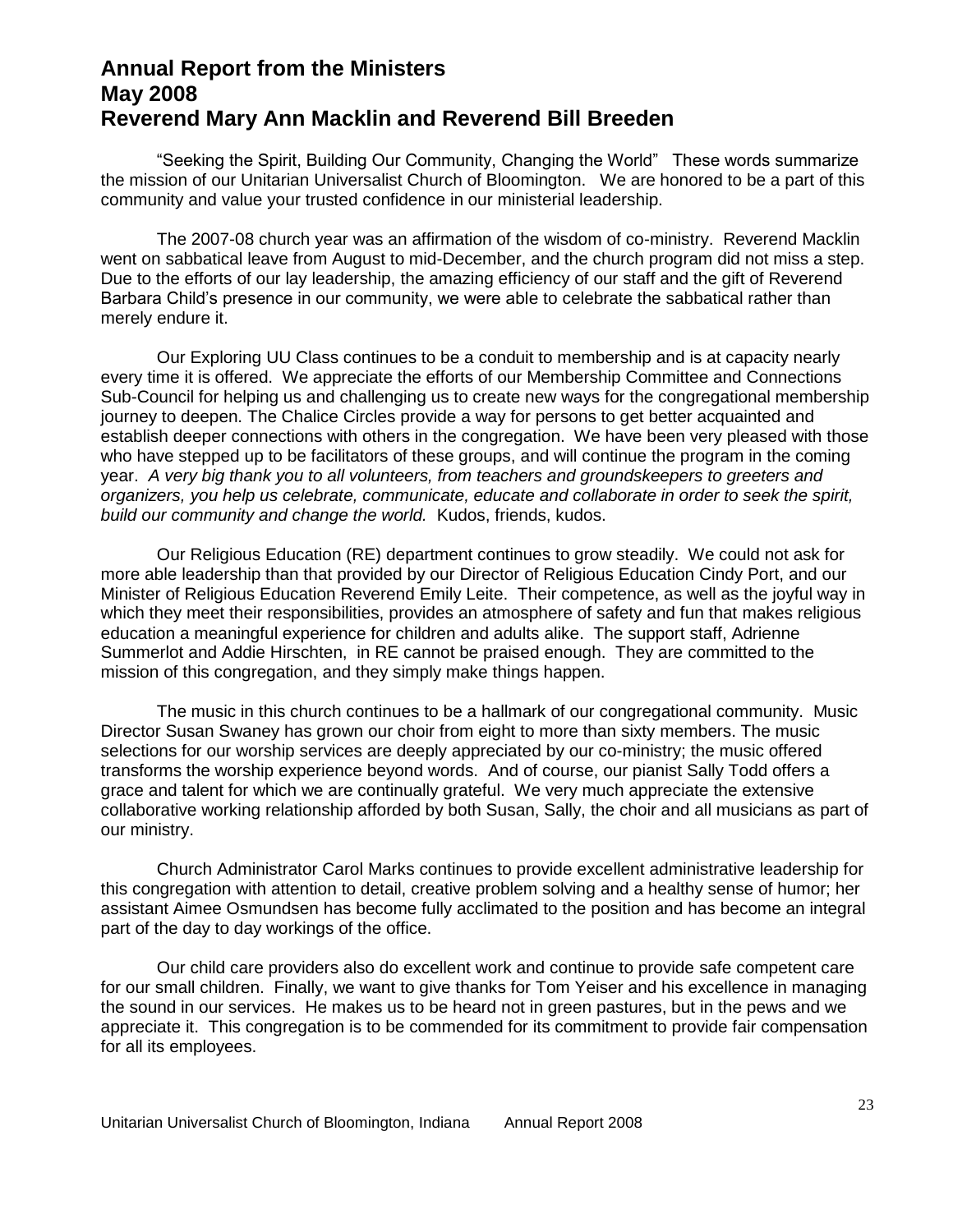# Annual Report from the Ministers
# May 2008
# Reverend Mary Ann Macklin and Reverend Bill Breeden

"Seeking the Spirit, Building Our Community, Changing the World" These words summarize the mission of our Unitarian Universalist Church of Bloomington. We are honored to be a part of this community and value your trusted confidence in our ministerial leadership.

The 2007-08 church year was an affirmation of the wisdom of co-ministry. Reverend Macklin went on sabbatical leave from August to mid-December, and the church program did not miss a step. Due to the efforts of our lay leadership, the amazing efficiency of our staff and the gift of Reverend Barbara Child's presence in our community, we were able to celebrate the sabbatical rather than merely endure it.

Our Exploring UU Class continues to be a conduit to membership and is at capacity nearly every time it is offered. We appreciate the efforts of our Membership Committee and Connections Sub-Council for helping us and challenging us to create new ways for the congregational membership journey to deepen. The Chalice Circles provide a way for persons to get better acquainted and establish deeper connections with others in the congregation. We have been very pleased with those who have stepped up to be facilitators of these groups, and will continue the program in the coming year. *A very big thank you to all volunteers, from teachers and groundskeepers to greeters and organizers, you help us celebrate, communicate, educate and collaborate in order to seek the spirit, build our community and change the world.* Kudos, friends, kudos.

Our Religious Education (RE) department continues to grow steadily. We could not ask for more able leadership than that provided by our Director of Religious Education Cindy Port, and our Minister of Religious Education Reverend Emily Leite. Their competence, as well as the joyful way in which they meet their responsibilities, provides an atmosphere of safety and fun that makes religious education a meaningful experience for children and adults alike. The support staff, Adrienne Summerlot and Addie Hirschten, in RE cannot be praised enough. They are committed to the mission of this congregation, and they simply make things happen.

The music in this church continues to be a hallmark of our congregational community. Music Director Susan Swaney has grown our choir from eight to more than sixty members. The music selections for our worship services are deeply appreciated by our co-ministry; the music offered transforms the worship experience beyond words. And of course, our pianist Sally Todd offers a grace and talent for which we are continually grateful. We very much appreciate the extensive collaborative working relationship afforded by both Susan, Sally, the choir and all musicians as part of our ministry.

Church Administrator Carol Marks continues to provide excellent administrative leadership for this congregation with attention to detail, creative problem solving and a healthy sense of humor; her assistant Aimee Osmundsen has become fully acclimated to the position and has become an integral part of the day to day workings of the office.

Our child care providers also do excellent work and continue to provide safe competent care for our small children. Finally, we want to give thanks for Tom Yeiser and his excellence in managing the sound in our services. He makes us to be heard not in green pastures, but in the pews and we appreciate it. This congregation is to be commended for its commitment to provide fair compensation for all its employees.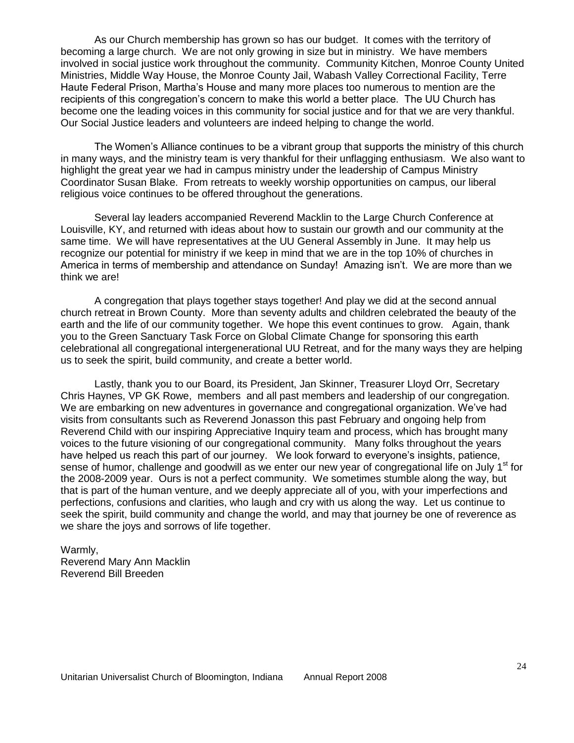As our Church membership has grown so has our budget. It comes with the territory of becoming a large church. We are not only growing in size but in ministry. We have members involved in social justice work throughout the community. Community Kitchen, Monroe County United Ministries, Middle Way House, the Monroe County Jail, Wabash Valley Correctional Facility, Terre Haute Federal Prison, Martha's House and many more places too numerous to mention are the recipients of this congregation's concern to make this world a better place. The UU Church has become one the leading voices in this community for social justice and for that we are very thankful. Our Social Justice leaders and volunteers are indeed helping to change the world.

The Women's Alliance continues to be a vibrant group that supports the ministry of this church in many ways, and the ministry team is very thankful for their unflagging enthusiasm. We also want to highlight the great year we had in campus ministry under the leadership of Campus Ministry Coordinator Susan Blake. From retreats to weekly worship opportunities on campus, our liberal religious voice continues to be offered throughout the generations.

Several lay leaders accompanied Reverend Macklin to the Large Church Conference at Louisville, KY, and returned with ideas about how to sustain our growth and our community at the same time. We will have representatives at the UU General Assembly in June. It may help us recognize our potential for ministry if we keep in mind that we are in the top 10% of churches in America in terms of membership and attendance on Sunday! Amazing isn't. We are more than we think we are!

A congregation that plays together stays together! And play we did at the second annual church retreat in Brown County. More than seventy adults and children celebrated the beauty of the earth and the life of our community together. We hope this event continues to grow. Again, thank you to the Green Sanctuary Task Force on Global Climate Change for sponsoring this earth celebrational all congregational intergenerational UU Retreat, and for the many ways they are helping us to seek the spirit, build community, and create a better world.

Lastly, thank you to our Board, its President, Jan Skinner, Treasurer Lloyd Orr, Secretary Chris Haynes, VP GK Rowe, members and all past members and leadership of our congregation. We are embarking on new adventures in governance and congregational organization. We've had visits from consultants such as Reverend Jonasson this past February and ongoing help from Reverend Child with our inspiring Appreciative Inquiry team and process, which has brought many voices to the future visioning of our congregational community. Many folks throughout the years have helped us reach this part of our journey. We look forward to everyone's insights, patience, sense of humor, challenge and goodwill as we enter our new year of congregational life on July 1st for the 2008-2009 year. Ours is not a perfect community. We sometimes stumble along the way, but that is part of the human venture, and we deeply appreciate all of you, with your imperfections and perfections, confusions and clarities, who laugh and cry with us along the way. Let us continue to seek the spirit, build community and change the world, and may that journey be one of reverence as we share the joys and sorrows of life together.

Warmly,
Reverend Mary Ann Macklin
Reverend Bill Breeden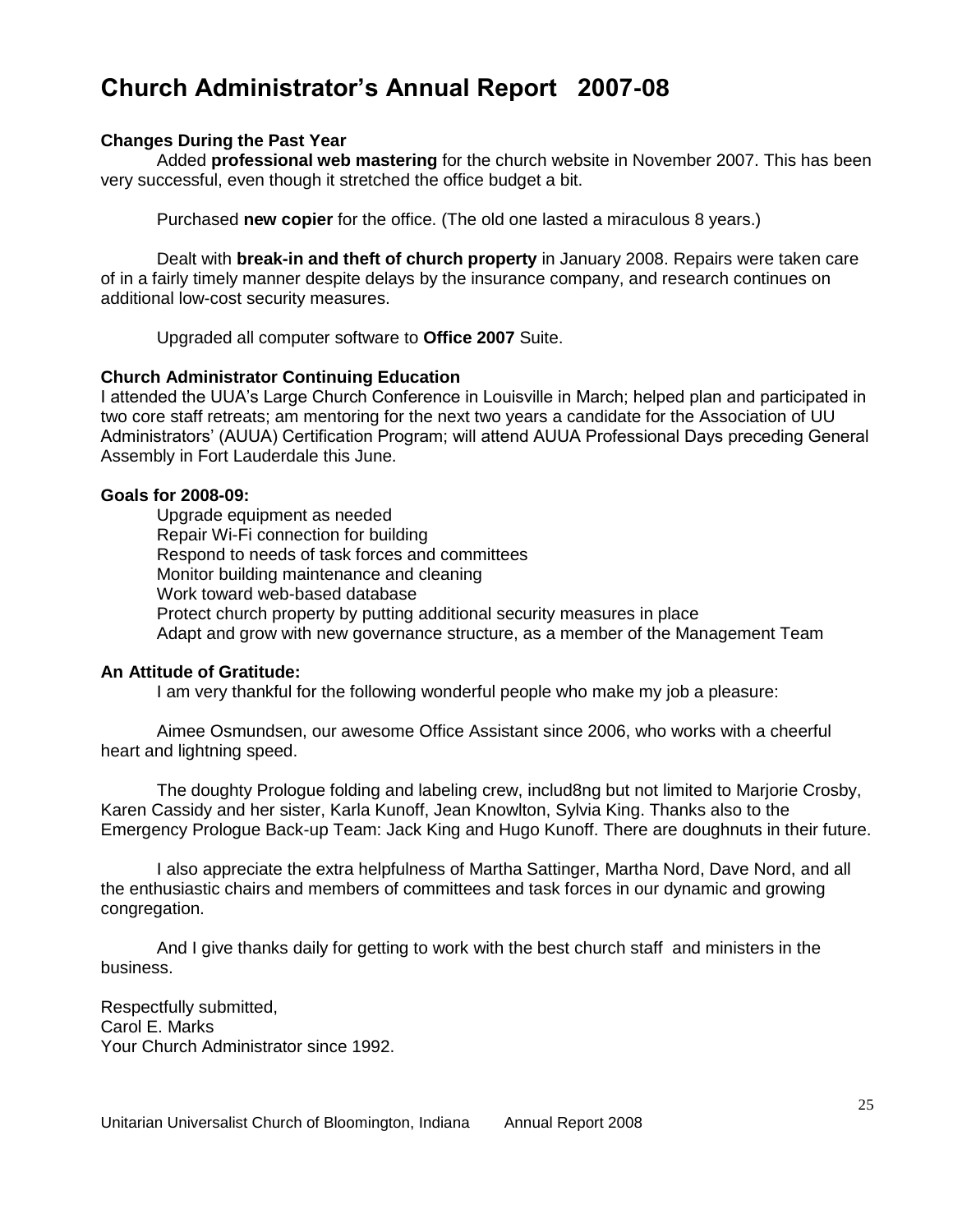# Church Administrator's Annual Report 2007-08

**Changes During the Past Year**

Added **professional web mastering** for the church website in November 2007. This has been very successful, even though it stretched the office budget a bit.

Purchased **new copier** for the office. (The old one lasted a miraculous 8 years.)

Dealt with **break-in and theft of church property** in January 2008. Repairs were taken care of in a fairly timely manner despite delays by the insurance company, and research continues on additional low-cost security measures.

Upgraded all computer software to **Office 2007** Suite.

**Church Administrator Continuing Education**

I attended the UUA's Large Church Conference in Louisville in March; helped plan and participated in two core staff retreats; am mentoring for the next two years a candidate for the Association of UU Administrators' (AUUA) Certification Program; will attend AUUA Professional Days preceding General Assembly in Fort Lauderdale this June.

**Goals for 2008-09:**

Upgrade equipment as needed
Repair Wi-Fi connection for building
Respond to needs of task forces and committees
Monitor building maintenance and cleaning
Work toward web-based database
Protect church property by putting additional security measures in place
Adapt and grow with new governance structure, as a member of the Management Team

**An Attitude of Gratitude:**

I am very thankful for the following wonderful people who make my job a pleasure:

Aimee Osmundsen, our awesome Office Assistant since 2006, who works with a cheerful heart and lightning speed.

The doughty Prologue folding and labeling crew, includ8ng but not limited to Marjorie Crosby, Karen Cassidy and her sister, Karla Kunoff, Jean Knowlton, Sylvia King. Thanks also to the Emergency Prologue Back-up Team: Jack King and Hugo Kunoff. There are doughnuts in their future.

I also appreciate the extra helpfulness of Martha Sattinger, Martha Nord, Dave Nord, and all the enthusiastic chairs and members of committees and task forces in our dynamic and growing congregation.

And I give thanks daily for getting to work with the best church staff and ministers in the business.

Respectfully submitted,
Carol E. Marks
Your Church Administrator since 1992.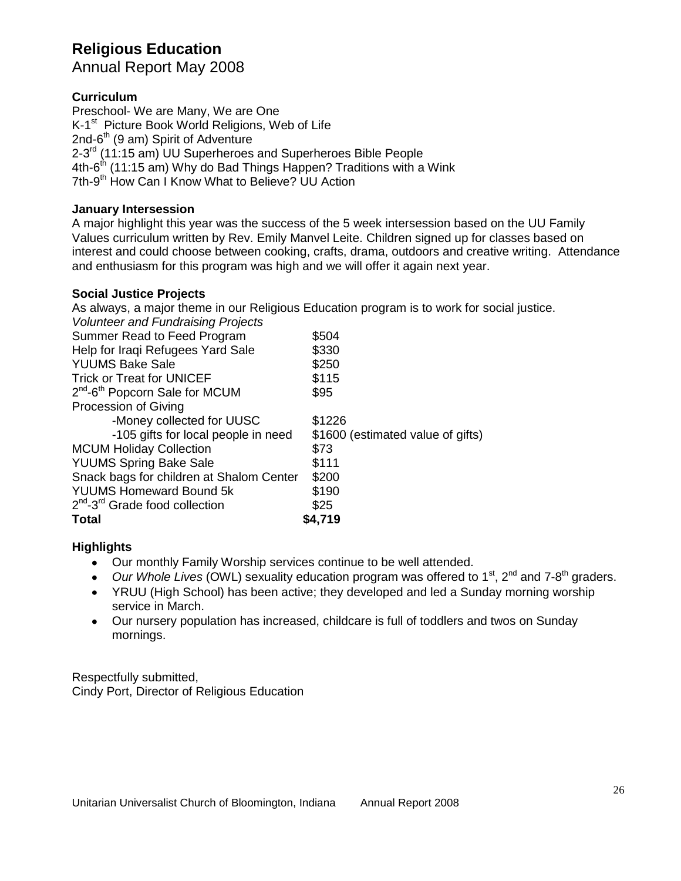# Religious Education

Annual Report May 2008

### Curriculum

Preschool- We are Many, We are One
K-1st Picture Book World Religions, Web of Life
2nd-6th (9 am) Spirit of Adventure
2-3rd (11:15 am) UU Superheroes and Superheroes Bible People
4th-6th (11:15 am) Why do Bad Things Happen? Traditions with a Wink
7th-9th How Can I Know What to Believe? UU Action

### January Intersession

A major highlight this year was the success of the 5 week intersession based on the UU Family Values curriculum written by Rev. Emily Manvel Leite. Children signed up for classes based on interest and could choose between cooking, crafts, drama, outdoors and creative writing. Attendance and enthusiasm for this program was high and we will offer it again next year.

### Social Justice Projects

As always, a major theme in our Religious Education program is to work for social justice.

| *Volunteer and Fundraising Projects* | |
|---|---|
| Summer Read to Feed Program | $504 |
| Help for Iraqi Refugees Yard Sale | $330 |
| YUUMS Bake Sale | $250 |
| Trick or Treat for UNICEF | $115 |
| 2nd-6th Popcorn Sale for MCUM | $95 |
| Procession of Giving | |
| -Money collected for UUSC | $1226 |
| -105 gifts for local people in need | $1600 (estimated value of gifts) |
| MCUM Holiday Collection | $73 |
| YUUMS Spring Bake Sale | $111 |
| Snack bags for children at Shalom Center | $200 |
| YUUMS Homeward Bound 5k | $190 |
| 2nd-3rd Grade food collection | $25 |
| **Total** | **$4,719** |

### Highlights

- Our monthly Family Worship services continue to be well attended.
- *Our Whole Lives* (OWL) sexuality education program was offered to 1st, 2nd and 7-8th graders.
- YRUU (High School) has been active; they developed and led a Sunday morning worship service in March.
- Our nursery population has increased, childcare is full of toddlers and twos on Sunday mornings.

Respectfully submitted,
Cindy Port, Director of Religious Education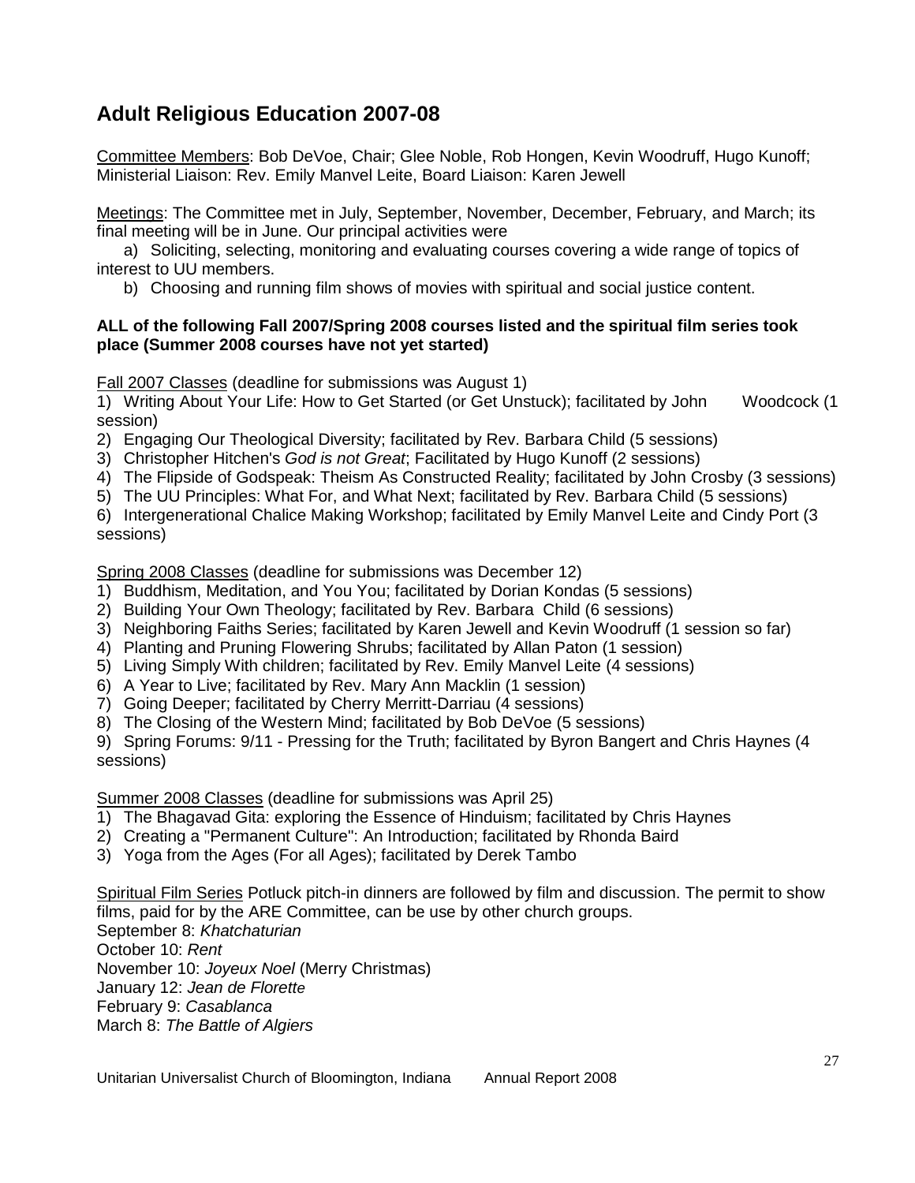# Adult Religious Education 2007-08

Committee Members: Bob DeVoe, Chair; Glee Noble, Rob Hongen, Kevin Woodruff, Hugo Kunoff; Ministerial Liaison: Rev. Emily Manvel Leite, Board Liaison: Karen Jewell

Meetings: The Committee met in July, September, November, December, February, and March; its final meeting will be in June. Our principal activities were

a) Soliciting, selecting, monitoring and evaluating courses covering a wide range of topics of interest to UU members.

b) Choosing and running film shows of movies with spiritual and social justice content.

**ALL of the following Fall 2007/Spring 2008 courses listed and the spiritual film series took place (Summer 2008 courses have not yet started)**

Fall 2007 Classes (deadline for submissions was August 1)

1) Writing About Your Life: How to Get Started (or Get Unstuck); facilitated by John Woodcock (1 session)
2) Engaging Our Theological Diversity; facilitated by Rev. Barbara Child (5 sessions)
3) Christopher Hitchen's *God is not Great*; Facilitated by Hugo Kunoff (2 sessions)
4) The Flipside of Godspeak: Theism As Constructed Reality; facilitated by John Crosby (3 sessions)
5) The UU Principles: What For, and What Next; facilitated by Rev. Barbara Child (5 sessions)
6) Intergenerational Chalice Making Workshop; facilitated by Emily Manvel Leite and Cindy Port (3 sessions)

Spring 2008 Classes (deadline for submissions was December 12)

1) Buddhism, Meditation, and You You; facilitated by Dorian Kondas (5 sessions)
2) Building Your Own Theology; facilitated by Rev. Barbara Child (6 sessions)
3) Neighboring Faiths Series; facilitated by Karen Jewell and Kevin Woodruff (1 session so far)
4) Planting and Pruning Flowering Shrubs; facilitated by Allan Paton (1 session)
5) Living Simply With children; facilitated by Rev. Emily Manvel Leite (4 sessions)
6) A Year to Live; facilitated by Rev. Mary Ann Macklin (1 session)
7) Going Deeper; facilitated by Cherry Merritt-Darriau (4 sessions)
8) The Closing of the Western Mind; facilitated by Bob DeVoe (5 sessions)
9) Spring Forums: 9/11 - Pressing for the Truth; facilitated by Byron Bangert and Chris Haynes (4 sessions)

Summer 2008 Classes (deadline for submissions was April 25)

1) The Bhagavad Gita: exploring the Essence of Hinduism; facilitated by Chris Haynes
2) Creating a "Permanent Culture": An Introduction; facilitated by Rhonda Baird
3) Yoga from the Ages (For all Ages); facilitated by Derek Tambo

Spiritual Film Series Potluck pitch-in dinners are followed by film and discussion. The permit to show films, paid for by the ARE Committee, can be use by other church groups.

September 8: *Khatchaturian*
October 10: *Rent*
November 10: *Joyeux Noel* (Merry Christmas)
January 12: *Jean de Florette*
February 9: *Casablanca*
March 8: *The Battle of Algiers*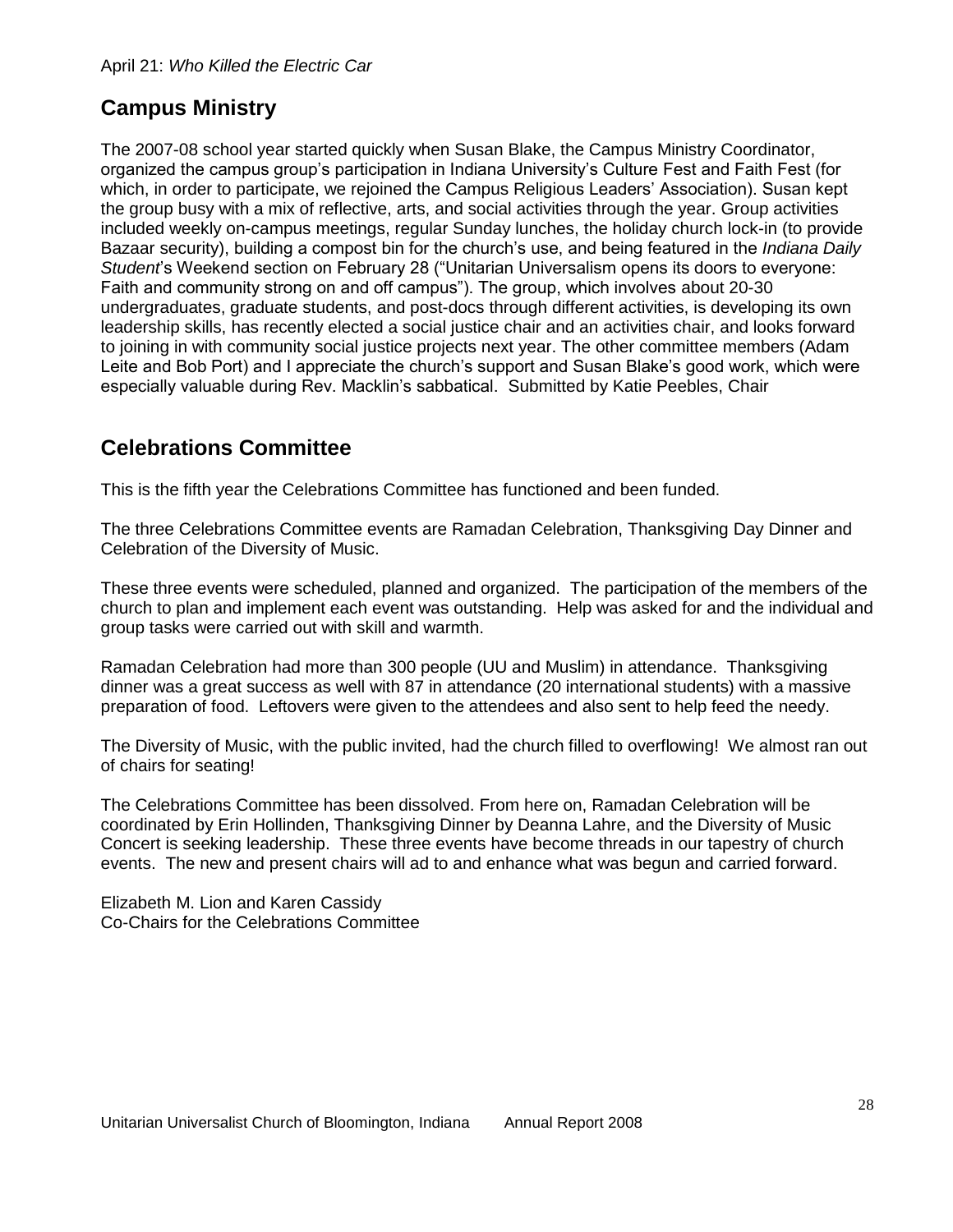April 21: *Who Killed the Electric Car*

## Campus Ministry

The 2007-08 school year started quickly when Susan Blake, the Campus Ministry Coordinator, organized the campus group's participation in Indiana University's Culture Fest and Faith Fest (for which, in order to participate, we rejoined the Campus Religious Leaders' Association). Susan kept the group busy with a mix of reflective, arts, and social activities through the year. Group activities included weekly on-campus meetings, regular Sunday lunches, the holiday church lock-in (to provide Bazaar security), building a compost bin for the church's use, and being featured in the *Indiana Daily Student*'s Weekend section on February 28 ("Unitarian Universalism opens its doors to everyone: Faith and community strong on and off campus"). The group, which involves about 20-30 undergraduates, graduate students, and post-docs through different activities, is developing its own leadership skills, has recently elected a social justice chair and an activities chair, and looks forward to joining in with community social justice projects next year. The other committee members (Adam Leite and Bob Port) and I appreciate the church's support and Susan Blake's good work, which were especially valuable during Rev. Macklin's sabbatical. Submitted by Katie Peebles, Chair

## Celebrations Committee

This is the fifth year the Celebrations Committee has functioned and been funded.

The three Celebrations Committee events are Ramadan Celebration, Thanksgiving Day Dinner and Celebration of the Diversity of Music.

These three events were scheduled, planned and organized. The participation of the members of the church to plan and implement each event was outstanding. Help was asked for and the individual and group tasks were carried out with skill and warmth.

Ramadan Celebration had more than 300 people (UU and Muslim) in attendance. Thanksgiving dinner was a great success as well with 87 in attendance (20 international students) with a massive preparation of food. Leftovers were given to the attendees and also sent to help feed the needy.

The Diversity of Music, with the public invited, had the church filled to overflowing! We almost ran out of chairs for seating!

The Celebrations Committee has been dissolved. From here on, Ramadan Celebration will be coordinated by Erin Hollinden, Thanksgiving Dinner by Deanna Lahre, and the Diversity of Music Concert is seeking leadership. These three events have become threads in our tapestry of church events. The new and present chairs will ad to and enhance what was begun and carried forward.

Elizabeth M. Lion and Karen Cassidy
Co-Chairs for the Celebrations Committee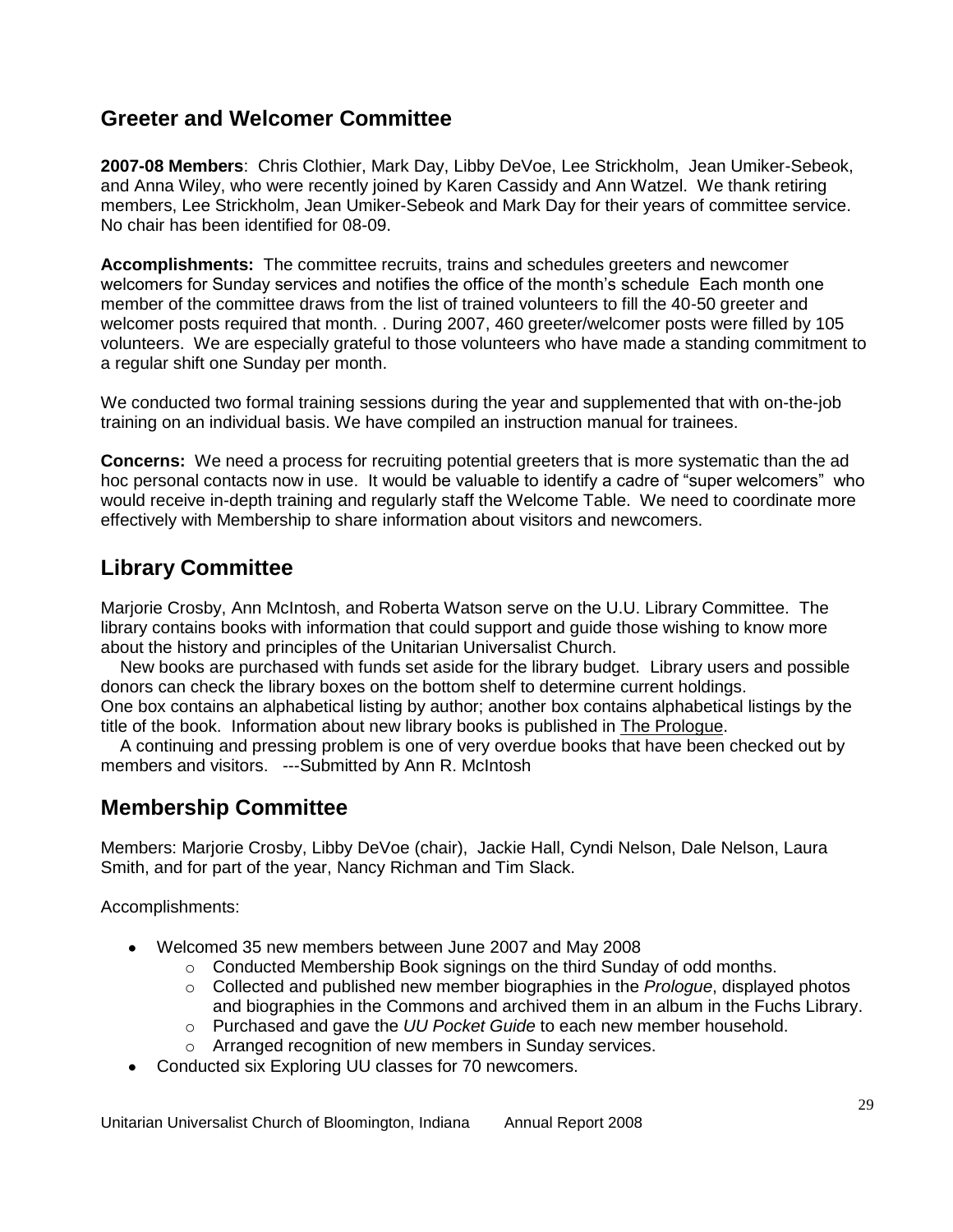## Greeter and Welcomer Committee

**2007-08 Members**: Chris Clothier, Mark Day, Libby DeVoe, Lee Strickholm, Jean Umiker-Sebeok, and Anna Wiley, who were recently joined by Karen Cassidy and Ann Watzel. We thank retiring members, Lee Strickholm, Jean Umiker-Sebeok and Mark Day for their years of committee service. No chair has been identified for 08-09.

**Accomplishments:** The committee recruits, trains and schedules greeters and newcomer welcomers for Sunday services and notifies the office of the month's schedule Each month one member of the committee draws from the list of trained volunteers to fill the 40-50 greeter and welcomer posts required that month. . During 2007, 460 greeter/welcomer posts were filled by 105 volunteers. We are especially grateful to those volunteers who have made a standing commitment to a regular shift one Sunday per month.

We conducted two formal training sessions during the year and supplemented that with on-the-job training on an individual basis. We have compiled an instruction manual for trainees.

**Concerns:** We need a process for recruiting potential greeters that is more systematic than the ad hoc personal contacts now in use. It would be valuable to identify a cadre of "super welcomers" who would receive in-depth training and regularly staff the Welcome Table. We need to coordinate more effectively with Membership to share information about visitors and newcomers.

## Library Committee

Marjorie Crosby, Ann McIntosh, and Roberta Watson serve on the U.U. Library Committee. The library contains books with information that could support and guide those wishing to know more about the history and principles of the Unitarian Universalist Church.

New books are purchased with funds set aside for the library budget. Library users and possible donors can check the library boxes on the bottom shelf to determine current holdings. One box contains an alphabetical listing by author; another box contains alphabetical listings by the title of the book. Information about new library books is published in The Prologue.

A continuing and pressing problem is one of very overdue books that have been checked out by members and visitors. ---Submitted by Ann R. McIntosh

## Membership Committee

Members: Marjorie Crosby, Libby DeVoe (chair), Jackie Hall, Cyndi Nelson, Dale Nelson, Laura Smith, and for part of the year, Nancy Richman and Tim Slack.

Accomplishments:

- Welcomed 35 new members between June 2007 and May 2008
  - Conducted Membership Book signings on the third Sunday of odd months.
  - Collected and published new member biographies in the *Prologue*, displayed photos and biographies in the Commons and archived them in an album in the Fuchs Library.
  - Purchased and gave the *UU Pocket Guide* to each new member household.
  - Arranged recognition of new members in Sunday services.
- Conducted six Exploring UU classes for 70 newcomers.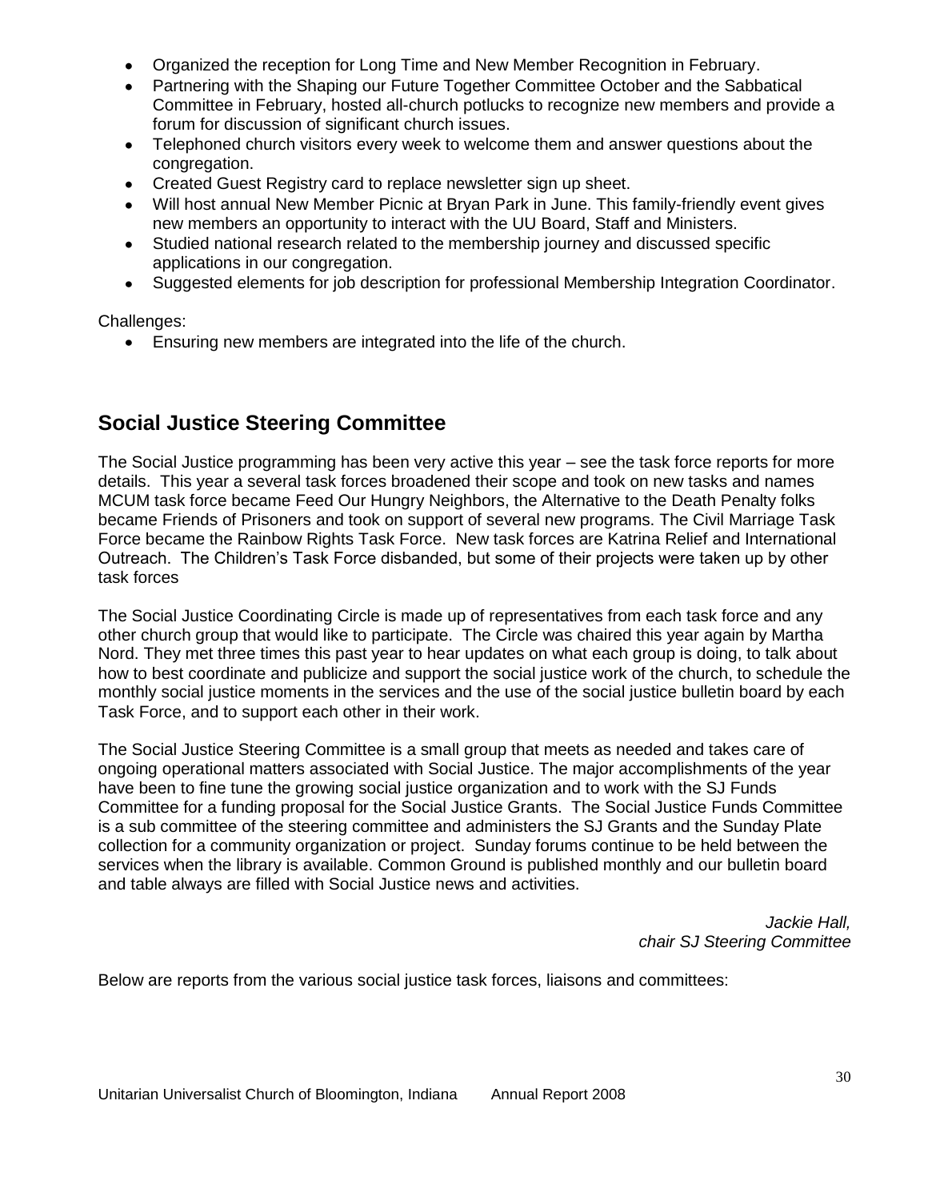- Organized the reception for Long Time and New Member Recognition in February.
- Partnering with the Shaping our Future Together Committee October and the Sabbatical Committee in February, hosted all-church potlucks to recognize new members and provide a forum for discussion of significant church issues.
- Telephoned church visitors every week to welcome them and answer questions about the congregation.
- Created Guest Registry card to replace newsletter sign up sheet.
- Will host annual New Member Picnic at Bryan Park in June. This family-friendly event gives new members an opportunity to interact with the UU Board, Staff and Ministers.
- Studied national research related to the membership journey and discussed specific applications in our congregation.
- Suggested elements for job description for professional Membership Integration Coordinator.

Challenges:

- Ensuring new members are integrated into the life of the church.

## Social Justice Steering Committee

The Social Justice programming has been very active this year – see the task force reports for more details. This year a several task forces broadened their scope and took on new tasks and names MCUM task force became Feed Our Hungry Neighbors, the Alternative to the Death Penalty folks became Friends of Prisoners and took on support of several new programs. The Civil Marriage Task Force became the Rainbow Rights Task Force. New task forces are Katrina Relief and International Outreach. The Children's Task Force disbanded, but some of their projects were taken up by other task forces

The Social Justice Coordinating Circle is made up of representatives from each task force and any other church group that would like to participate. The Circle was chaired this year again by Martha Nord. They met three times this past year to hear updates on what each group is doing, to talk about how to best coordinate and publicize and support the social justice work of the church, to schedule the monthly social justice moments in the services and the use of the social justice bulletin board by each Task Force, and to support each other in their work.

The Social Justice Steering Committee is a small group that meets as needed and takes care of ongoing operational matters associated with Social Justice. The major accomplishments of the year have been to fine tune the growing social justice organization and to work with the SJ Funds Committee for a funding proposal for the Social Justice Grants. The Social Justice Funds Committee is a sub committee of the steering committee and administers the SJ Grants and the Sunday Plate collection for a community organization or project. Sunday forums continue to be held between the services when the library is available. Common Ground is published monthly and our bulletin board and table always are filled with Social Justice news and activities.

*Jackie Hall,*
*chair SJ Steering Committee*

Below are reports from the various social justice task forces, liaisons and committees: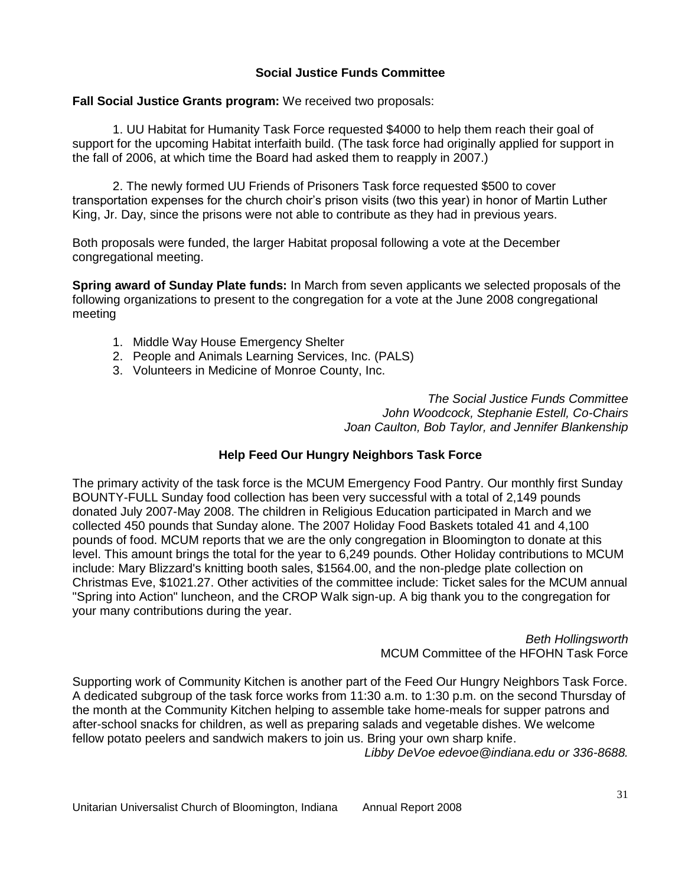## Social Justice Funds Committee

**Fall Social Justice Grants program:** We received two proposals:

1. UU Habitat for Humanity Task Force requested $4000 to help them reach their goal of support for the upcoming Habitat interfaith build. (The task force had originally applied for support in the fall of 2006, at which time the Board had asked them to reapply in 2007.)

2. The newly formed UU Friends of Prisoners Task force requested $500 to cover transportation expenses for the church choir's prison visits (two this year) in honor of Martin Luther King, Jr. Day, since the prisons were not able to contribute as they had in previous years.

Both proposals were funded, the larger Habitat proposal following a vote at the December congregational meeting.

**Spring award of Sunday Plate funds:** In March from seven applicants we selected proposals of the following organizations to present to the congregation for a vote at the June 2008 congregational meeting

1. Middle Way House Emergency Shelter
2. People and Animals Learning Services, Inc. (PALS)
3. Volunteers in Medicine of Monroe County, Inc.

*The Social Justice Funds Committee*
*John Woodcock, Stephanie Estell, Co-Chairs*
*Joan Caulton, Bob Taylor, and Jennifer Blankenship*

## Help Feed Our Hungry Neighbors Task Force

The primary activity of the task force is the MCUM Emergency Food Pantry. Our monthly first Sunday BOUNTY-FULL Sunday food collection has been very successful with a total of 2,149 pounds donated July 2007-May 2008. The children in Religious Education participated in March and we collected 450 pounds that Sunday alone. The 2007 Holiday Food Baskets totaled 41 and 4,100 pounds of food. MCUM reports that we are the only congregation in Bloomington to donate at this level. This amount brings the total for the year to 6,249 pounds. Other Holiday contributions to MCUM include: Mary Blizzard's knitting booth sales, $1564.00, and the non-pledge plate collection on Christmas Eve, $1021.27. Other activities of the committee include: Ticket sales for the MCUM annual "Spring into Action" luncheon, and the CROP Walk sign-up. A big thank you to the congregation for your many contributions during the year.

*Beth Hollingsworth*
MCUM Committee of the HFOHN Task Force

Supporting work of Community Kitchen is another part of the Feed Our Hungry Neighbors Task Force. A dedicated subgroup of the task force works from 11:30 a.m. to 1:30 p.m. on the second Thursday of the month at the Community Kitchen helping to assemble take home-meals for supper patrons and after-school snacks for children, as well as preparing salads and vegetable dishes. We welcome fellow potato peelers and sandwich makers to join us. Bring your own sharp knife.

*Libby DeVoe edevoe@indiana.edu or 336-8688.*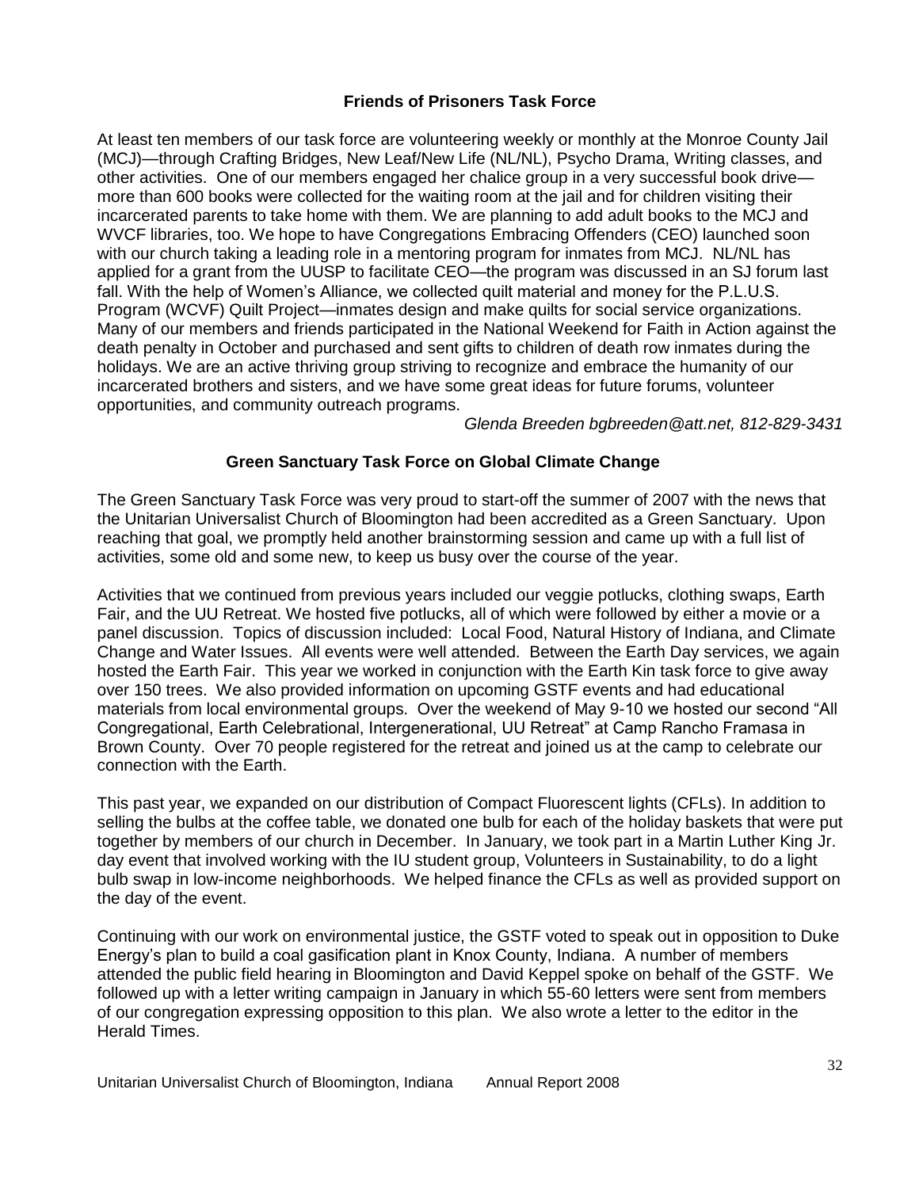### Friends of Prisoners Task Force

At least ten members of our task force are volunteering weekly or monthly at the Monroe County Jail (MCJ)—through Crafting Bridges, New Leaf/New Life (NL/NL), Psycho Drama, Writing classes, and other activities. One of our members engaged her chalice group in a very successful book drive—more than 600 books were collected for the waiting room at the jail and for children visiting their incarcerated parents to take home with them. We are planning to add adult books to the MCJ and WVCF libraries, too. We hope to have Congregations Embracing Offenders (CEO) launched soon with our church taking a leading role in a mentoring program for inmates from MCJ. NL/NL has applied for a grant from the UUSP to facilitate CEO—the program was discussed in an SJ forum last fall. With the help of Women's Alliance, we collected quilt material and money for the P.L.U.S. Program (WCVF) Quilt Project—inmates design and make quilts for social service organizations. Many of our members and friends participated in the National Weekend for Faith in Action against the death penalty in October and purchased and sent gifts to children of death row inmates during the holidays. We are an active thriving group striving to recognize and embrace the humanity of our incarcerated brothers and sisters, and we have some great ideas for future forums, volunteer opportunities, and community outreach programs.

*Glenda Breeden bgbreeden@att.net, 812-829-3431*

### Green Sanctuary Task Force on Global Climate Change

The Green Sanctuary Task Force was very proud to start-off the summer of 2007 with the news that the Unitarian Universalist Church of Bloomington had been accredited as a Green Sanctuary. Upon reaching that goal, we promptly held another brainstorming session and came up with a full list of activities, some old and some new, to keep us busy over the course of the year.

Activities that we continued from previous years included our veggie potlucks, clothing swaps, Earth Fair, and the UU Retreat. We hosted five potlucks, all of which were followed by either a movie or a panel discussion. Topics of discussion included: Local Food, Natural History of Indiana, and Climate Change and Water Issues. All events were well attended. Between the Earth Day services, we again hosted the Earth Fair. This year we worked in conjunction with the Earth Kin task force to give away over 150 trees. We also provided information on upcoming GSTF events and had educational materials from local environmental groups. Over the weekend of May 9-10 we hosted our second "All Congregational, Earth Celebrational, Intergenerational, UU Retreat" at Camp Rancho Framasa in Brown County. Over 70 people registered for the retreat and joined us at the camp to celebrate our connection with the Earth.

This past year, we expanded on our distribution of Compact Fluorescent lights (CFLs). In addition to selling the bulbs at the coffee table, we donated one bulb for each of the holiday baskets that were put together by members of our church in December. In January, we took part in a Martin Luther King Jr. day event that involved working with the IU student group, Volunteers in Sustainability, to do a light bulb swap in low-income neighborhoods. We helped finance the CFLs as well as provided support on the day of the event.

Continuing with our work on environmental justice, the GSTF voted to speak out in opposition to Duke Energy's plan to build a coal gasification plant in Knox County, Indiana. A number of members attended the public field hearing in Bloomington and David Keppel spoke on behalf of the GSTF. We followed up with a letter writing campaign in January in which 55-60 letters were sent from members of our congregation expressing opposition to this plan. We also wrote a letter to the editor in the Herald Times.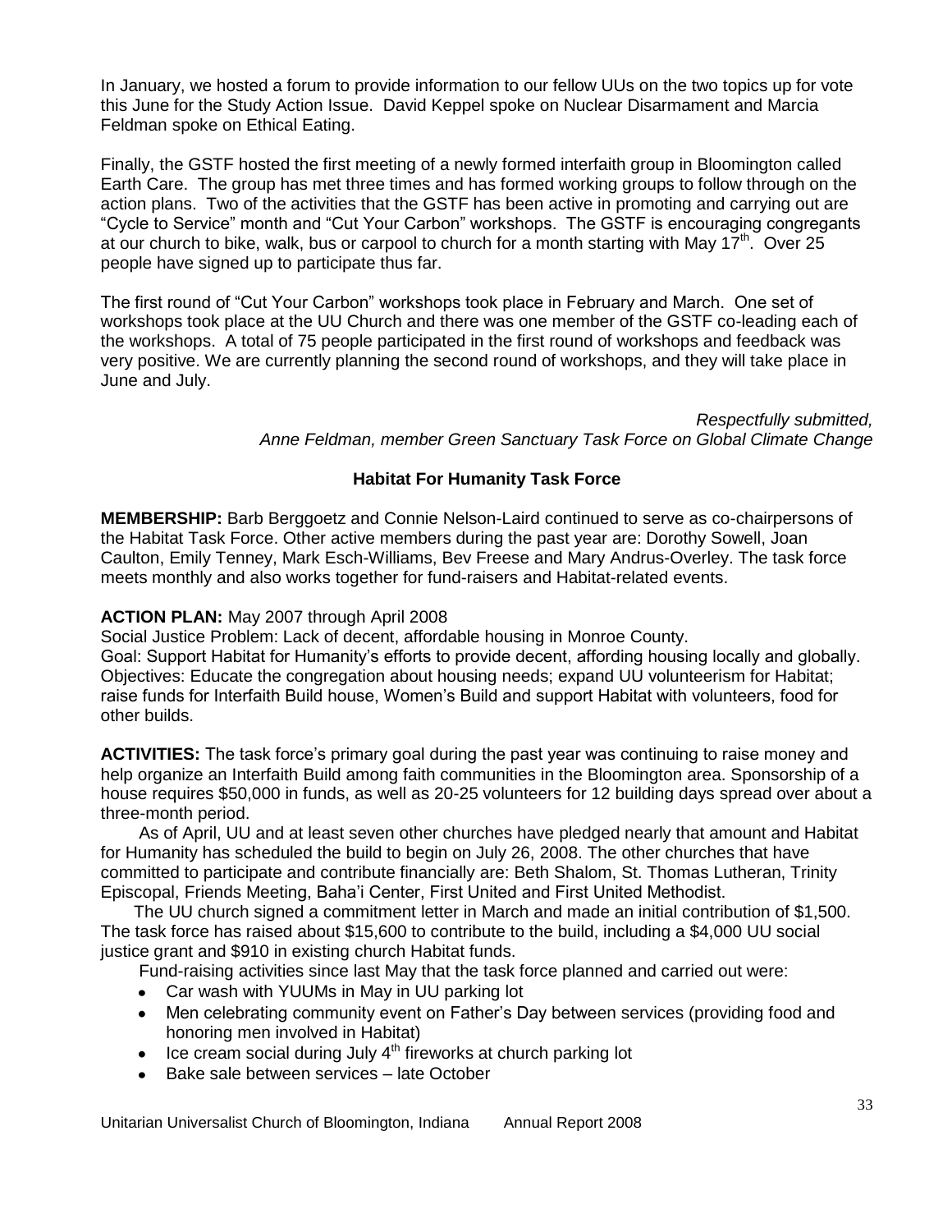In January, we hosted a forum to provide information to our fellow UUs on the two topics up for vote this June for the Study Action Issue. David Keppel spoke on Nuclear Disarmament and Marcia Feldman spoke on Ethical Eating.

Finally, the GSTF hosted the first meeting of a newly formed interfaith group in Bloomington called Earth Care. The group has met three times and has formed working groups to follow through on the action plans. Two of the activities that the GSTF has been active in promoting and carrying out are "Cycle to Service" month and "Cut Your Carbon" workshops. The GSTF is encouraging congregants at our church to bike, walk, bus or carpool to church for a month starting with May 17th. Over 25 people have signed up to participate thus far.

The first round of "Cut Your Carbon" workshops took place in February and March. One set of workshops took place at the UU Church and there was one member of the GSTF co-leading each of the workshops. A total of 75 people participated in the first round of workshops and feedback was very positive. We are currently planning the second round of workshops, and they will take place in June and July.

*Respectfully submitted,*
*Anne Feldman, member Green Sanctuary Task Force on Global Climate Change*

### Habitat For Humanity Task Force

**MEMBERSHIP:** Barb Berggoetz and Connie Nelson-Laird continued to serve as co-chairpersons of the Habitat Task Force. Other active members during the past year are: Dorothy Sowell, Joan Caulton, Emily Tenney, Mark Esch-Williams, Bev Freese and Mary Andrus-Overley. The task force meets monthly and also works together for fund-raisers and Habitat-related events.

**ACTION PLAN:** May 2007 through April 2008
Social Justice Problem: Lack of decent, affordable housing in Monroe County.
Goal: Support Habitat for Humanity's efforts to provide decent, affording housing locally and globally.
Objectives: Educate the congregation about housing needs; expand UU volunteerism for Habitat; raise funds for Interfaith Build house, Women's Build and support Habitat with volunteers, food for other builds.

**ACTIVITIES:** The task force's primary goal during the past year was continuing to raise money and help organize an Interfaith Build among faith communities in the Bloomington area. Sponsorship of a house requires $50,000 in funds, as well as 20-25 volunteers for 12 building days spread over about a three-month period.

As of April, UU and at least seven other churches have pledged nearly that amount and Habitat for Humanity has scheduled the build to begin on July 26, 2008. The other churches that have committed to participate and contribute financially are: Beth Shalom, St. Thomas Lutheran, Trinity Episcopal, Friends Meeting, Baha'i Center, First United and First United Methodist.

The UU church signed a commitment letter in March and made an initial contribution of $1,500. The task force has raised about $15,600 to contribute to the build, including a $4,000 UU social justice grant and $910 in existing church Habitat funds.

Fund-raising activities since last May that the task force planned and carried out were:

- Car wash with YUUMs in May in UU parking lot
- Men celebrating community event on Father's Day between services (providing food and honoring men involved in Habitat)
- Ice cream social during July 4th fireworks at church parking lot
- Bake sale between services – late October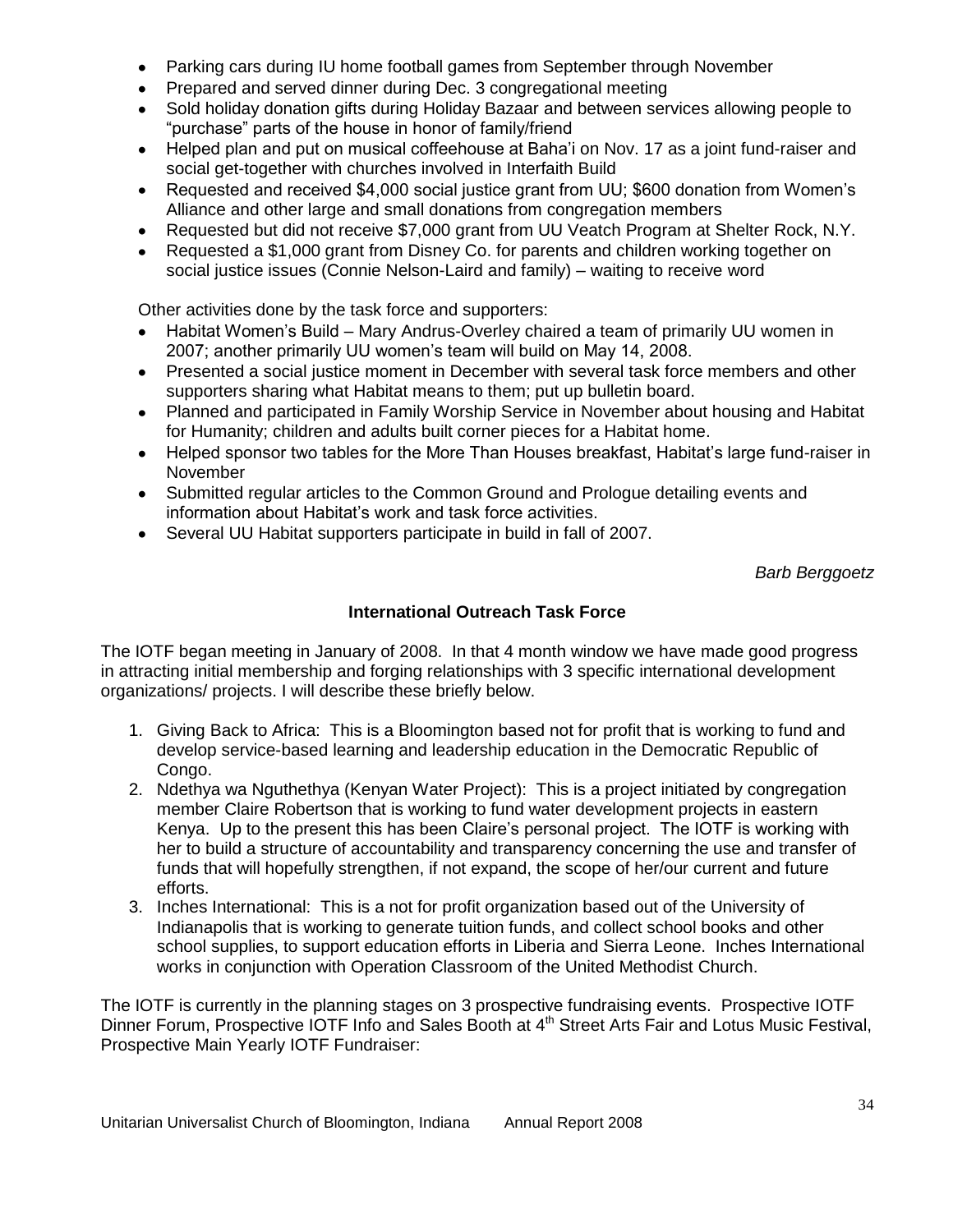- Parking cars during IU home football games from September through November
- Prepared and served dinner during Dec. 3 congregational meeting
- Sold holiday donation gifts during Holiday Bazaar and between services allowing people to "purchase" parts of the house in honor of family/friend
- Helped plan and put on musical coffeehouse at Baha'i on Nov. 17 as a joint fund-raiser and social get-together with churches involved in Interfaith Build
- Requested and received $4,000 social justice grant from UU; $600 donation from Women's Alliance and other large and small donations from congregation members
- Requested but did not receive $7,000 grant from UU Veatch Program at Shelter Rock, N.Y.
- Requested a $1,000 grant from Disney Co. for parents and children working together on social justice issues (Connie Nelson-Laird and family) – waiting to receive word

Other activities done by the task force and supporters:

- Habitat Women's Build – Mary Andrus-Overley chaired a team of primarily UU women in 2007; another primarily UU women's team will build on May 14, 2008.
- Presented a social justice moment in December with several task force members and other supporters sharing what Habitat means to them; put up bulletin board.
- Planned and participated in Family Worship Service in November about housing and Habitat for Humanity; children and adults built corner pieces for a Habitat home.
- Helped sponsor two tables for the More Than Houses breakfast, Habitat's large fund-raiser in November
- Submitted regular articles to the Common Ground and Prologue detailing events and information about Habitat's work and task force activities.
- Several UU Habitat supporters participate in build in fall of 2007.

*Barb Berggoetz*

### International Outreach Task Force

The IOTF began meeting in January of 2008. In that 4 month window we have made good progress in attracting initial membership and forging relationships with 3 specific international development organizations/ projects. I will describe these briefly below.

1. Giving Back to Africa: This is a Bloomington based not for profit that is working to fund and develop service-based learning and leadership education in the Democratic Republic of Congo.
2. Ndethya wa Nguthethya (Kenyan Water Project): This is a project initiated by congregation member Claire Robertson that is working to fund water development projects in eastern Kenya. Up to the present this has been Claire's personal project. The IOTF is working with her to build a structure of accountability and transparency concerning the use and transfer of funds that will hopefully strengthen, if not expand, the scope of her/our current and future efforts.
3. Inches International: This is a not for profit organization based out of the University of Indianapolis that is working to generate tuition funds, and collect school books and other school supplies, to support education efforts in Liberia and Sierra Leone. Inches International works in conjunction with Operation Classroom of the United Methodist Church.

The IOTF is currently in the planning stages on 3 prospective fundraising events. Prospective IOTF Dinner Forum, Prospective IOTF Info and Sales Booth at 4th Street Arts Fair and Lotus Music Festival, Prospective Main Yearly IOTF Fundraiser: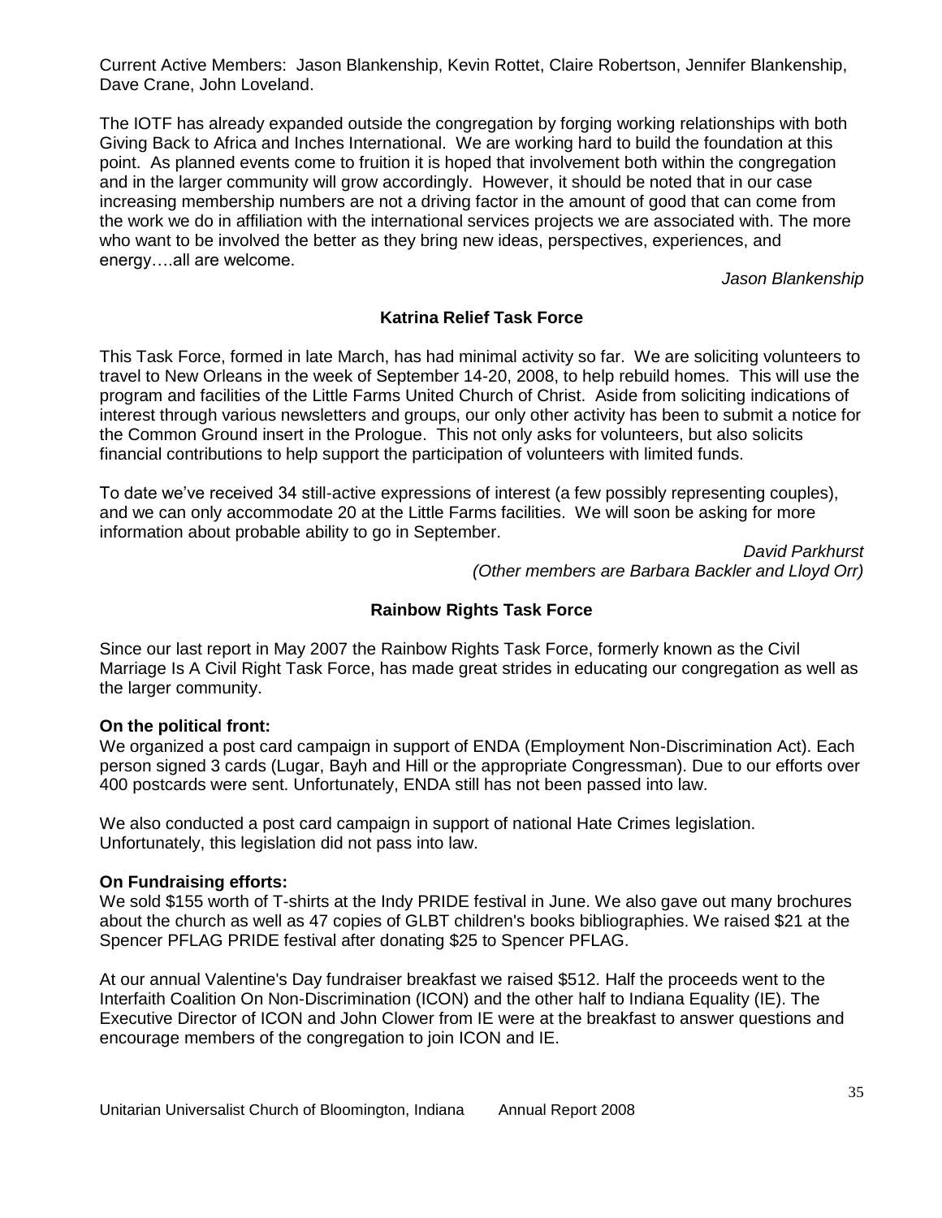Current Active Members: Jason Blankenship, Kevin Rottet, Claire Robertson, Jennifer Blankenship, Dave Crane, John Loveland.

The IOTF has already expanded outside the congregation by forging working relationships with both Giving Back to Africa and Inches International. We are working hard to build the foundation at this point. As planned events come to fruition it is hoped that involvement both within the congregation and in the larger community will grow accordingly. However, it should be noted that in our case increasing membership numbers are not a driving factor in the amount of good that can come from the work we do in affiliation with the international services projects we are associated with. The more who want to be involved the better as they bring new ideas, perspectives, experiences, and energy….all are welcome.

*Jason Blankenship*

## Katrina Relief Task Force

This Task Force, formed in late March, has had minimal activity so far. We are soliciting volunteers to travel to New Orleans in the week of September 14-20, 2008, to help rebuild homes. This will use the program and facilities of the Little Farms United Church of Christ. Aside from soliciting indications of interest through various newsletters and groups, our only other activity has been to submit a notice for the Common Ground insert in the Prologue. This not only asks for volunteers, but also solicits financial contributions to help support the participation of volunteers with limited funds.

To date we've received 34 still-active expressions of interest (a few possibly representing couples), and we can only accommodate 20 at the Little Farms facilities. We will soon be asking for more information about probable ability to go in September.

*David Parkhurst*
*(Other members are Barbara Backler and Lloyd Orr)*

## Rainbow Rights Task Force

Since our last report in May 2007 the Rainbow Rights Task Force, formerly known as the Civil Marriage Is A Civil Right Task Force, has made great strides in educating our congregation as well as the larger community.

**On the political front:**
We organized a post card campaign in support of ENDA (Employment Non-Discrimination Act). Each person signed 3 cards (Lugar, Bayh and Hill or the appropriate Congressman). Due to our efforts over 400 postcards were sent. Unfortunately, ENDA still has not been passed into law.

We also conducted a post card campaign in support of national Hate Crimes legislation. Unfortunately, this legislation did not pass into law.

**On Fundraising efforts:**
We sold $155 worth of T-shirts at the Indy PRIDE festival in June. We also gave out many brochures about the church as well as 47 copies of GLBT children's books bibliographies. We raised $21 at the Spencer PFLAG PRIDE festival after donating $25 to Spencer PFLAG.

At our annual Valentine's Day fundraiser breakfast we raised $512. Half the proceeds went to the Interfaith Coalition On Non-Discrimination (ICON) and the other half to Indiana Equality (IE). The Executive Director of ICON and John Clower from IE were at the breakfast to answer questions and encourage members of the congregation to join ICON and IE.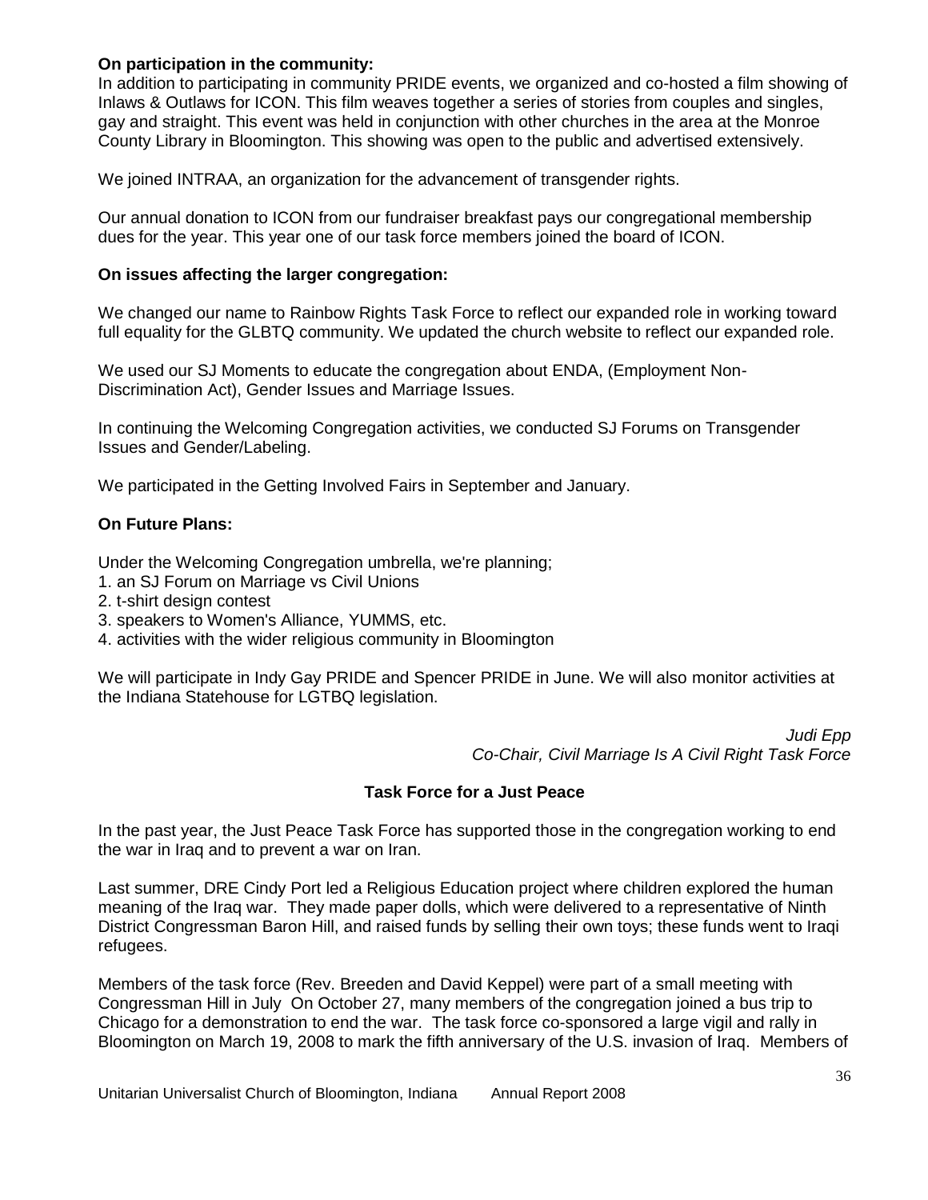**On participation in the community:**
In addition to participating in community PRIDE events, we organized and co-hosted a film showing of Inlaws & Outlaws for ICON. This film weaves together a series of stories from couples and singles, gay and straight. This event was held in conjunction with other churches in the area at the Monroe County Library in Bloomington. This showing was open to the public and advertised extensively.

We joined INTRAA, an organization for the advancement of transgender rights.

Our annual donation to ICON from our fundraiser breakfast pays our congregational membership dues for the year. This year one of our task force members joined the board of ICON.

**On issues affecting the larger congregation:**

We changed our name to Rainbow Rights Task Force to reflect our expanded role in working toward full equality for the GLBTQ community. We updated the church website to reflect our expanded role.

We used our SJ Moments to educate the congregation about ENDA, (Employment Non-Discrimination Act), Gender Issues and Marriage Issues.

In continuing the Welcoming Congregation activities, we conducted SJ Forums on Transgender Issues and Gender/Labeling.

We participated in the Getting Involved Fairs in September and January.

**On Future Plans:**

Under the Welcoming Congregation umbrella, we're planning;
1. an SJ Forum on Marriage vs Civil Unions
2. t-shirt design contest
3. speakers to Women's Alliance, YUMMS, etc.
4. activities with the wider religious community in Bloomington

We will participate in Indy Gay PRIDE and Spencer PRIDE in June. We will also monitor activities at the Indiana Statehouse for LGTBQ legislation.

*Judi Epp*
*Co-Chair, Civil Marriage Is A Civil Right Task Force*

## Task Force for a Just Peace

In the past year, the Just Peace Task Force has supported those in the congregation working to end the war in Iraq and to prevent a war on Iran.

Last summer, DRE Cindy Port led a Religious Education project where children explored the human meaning of the Iraq war. They made paper dolls, which were delivered to a representative of Ninth District Congressman Baron Hill, and raised funds by selling their own toys; these funds went to Iraqi refugees.

Members of the task force (Rev. Breeden and David Keppel) were part of a small meeting with Congressman Hill in July On October 27, many members of the congregation joined a bus trip to Chicago for a demonstration to end the war. The task force co-sponsored a large vigil and rally in Bloomington on March 19, 2008 to mark the fifth anniversary of the U.S. invasion of Iraq. Members of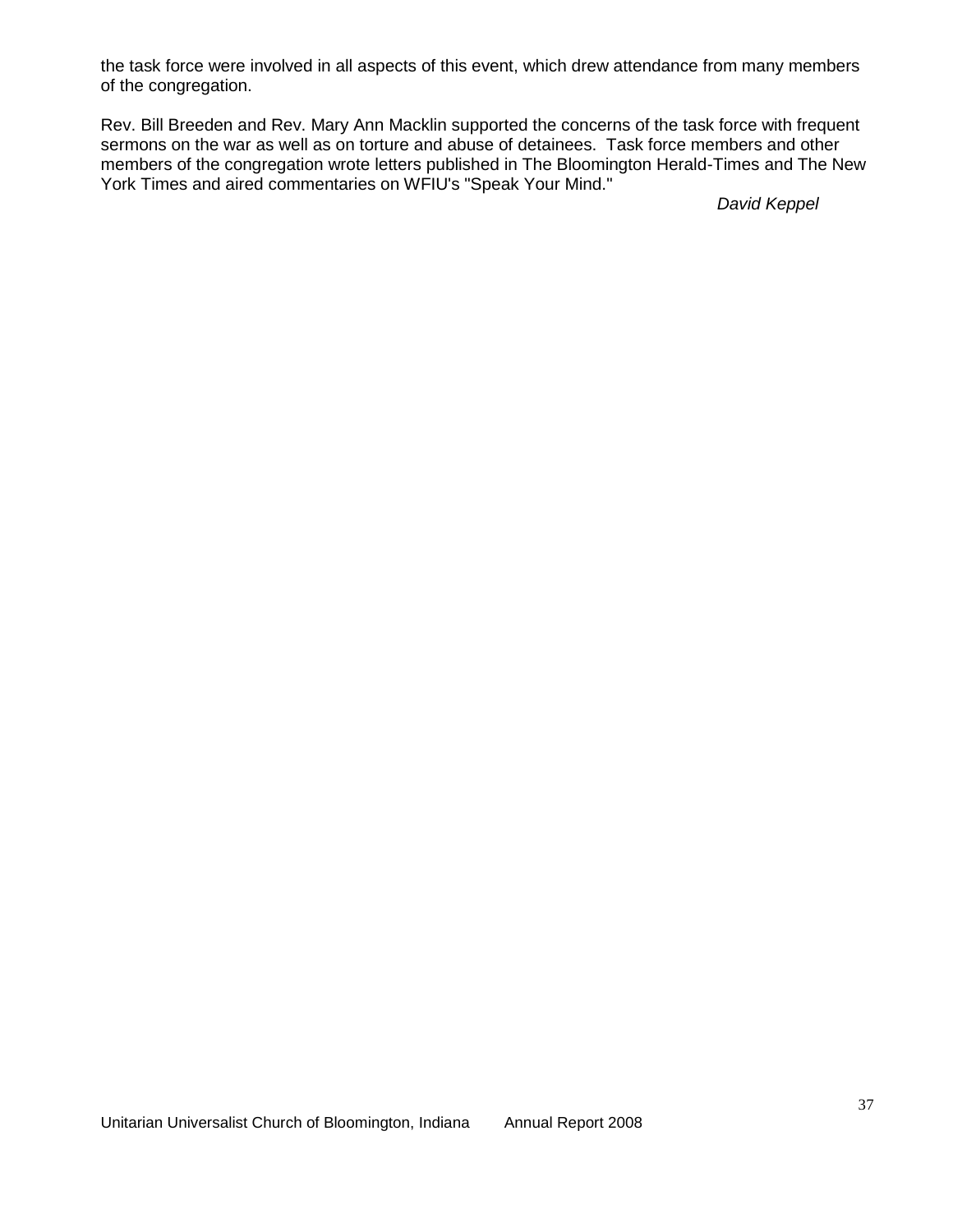the task force were involved in all aspects of this event, which drew attendance from many members of the congregation.

Rev. Bill Breeden and Rev. Mary Ann Macklin supported the concerns of the task force with frequent sermons on the war as well as on torture and abuse of detainees. Task force members and other members of the congregation wrote letters published in The Bloomington Herald-Times and The New York Times and aired commentaries on WFIU's "Speak Your Mind."

*David Keppel*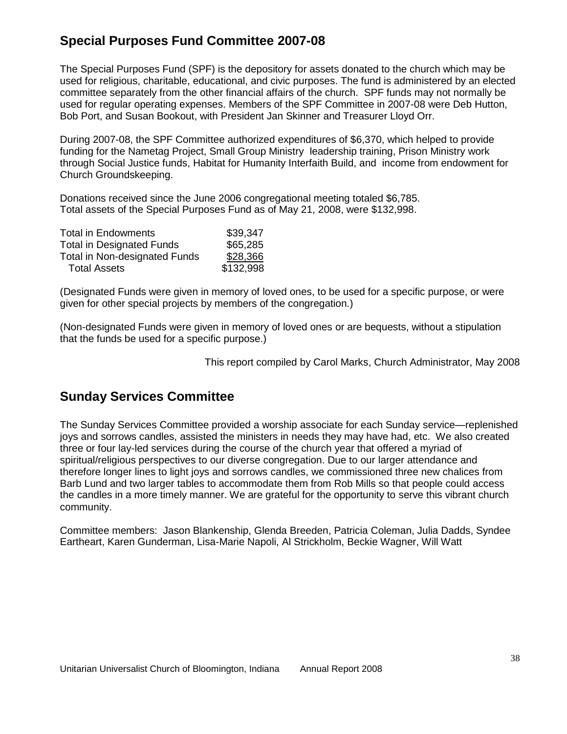## Special Purposes Fund Committee 2007-08

The Special Purposes Fund (SPF) is the depository for assets donated to the church which may be used for religious, charitable, educational, and civic purposes. The fund is administered by an elected committee separately from the other financial affairs of the church. SPF funds may not normally be used for regular operating expenses. Members of the SPF Committee in 2007-08 were Deb Hutton, Bob Port, and Susan Bookout, with President Jan Skinner and Treasurer Lloyd Orr.

During 2007-08, the SPF Committee authorized expenditures of $6,370, which helped to provide funding for the Nametag Project, Small Group Ministry leadership training, Prison Ministry work through Social Justice funds, Habitat for Humanity Interfaith Build, and income from endowment for Church Groundskeeping.

Donations received since the June 2006 congregational meeting totaled $6,785.
Total assets of the Special Purposes Fund as of May 21, 2008, were $132,998.

| | |
|---|---|
| Total in Endowments | $39,347 |
| Total in Designated Funds | $65,285 |
| Total in Non-designated Funds | $28,366 |
| Total Assets | $132,998 |

(Designated Funds were given in memory of loved ones, to be used for a specific purpose, or were given for other special projects by members of the congregation.)

(Non-designated Funds were given in memory of loved ones or are bequests, without a stipulation that the funds be used for a specific purpose.)

This report compiled by Carol Marks, Church Administrator, May 2008

## Sunday Services Committee

The Sunday Services Committee provided a worship associate for each Sunday service—replenished joys and sorrows candles, assisted the ministers in needs they may have had, etc. We also created three or four lay-led services during the course of the church year that offered a myriad of spiritual/religious perspectives to our diverse congregation. Due to our larger attendance and therefore longer lines to light joys and sorrows candles, we commissioned three new chalices from Barb Lund and two larger tables to accommodate them from Rob Mills so that people could access the candles in a more timely manner. We are grateful for the opportunity to serve this vibrant church community.

Committee members: Jason Blankenship, Glenda Breeden, Patricia Coleman, Julia Dadds, Syndee Eartheart, Karen Gunderman, Lisa-Marie Napoli, Al Strickholm, Beckie Wagner, Will Watt